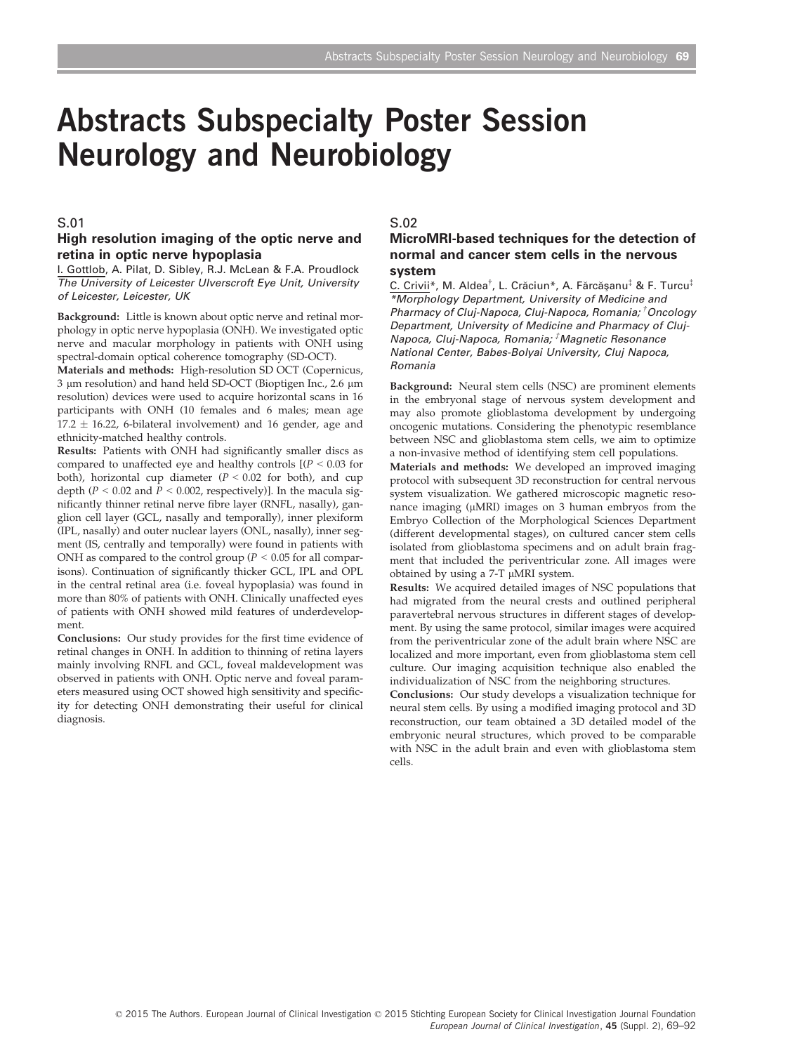# Abstracts Subspecialty Poster Session Neurology and Neurobiology

## S.01

### High resolution imaging of the optic nerve and retina in optic nerve hypoplasia

I. Gottlob, A. Pilat, D. Sibley, R.J. McLean & F.A. Proudlock
*The University of Leicester Ulverscroft Eye Unit, University of Leicester, Leicester, UK*

**Background:** Little is known about optic nerve and retinal morphology in optic nerve hypoplasia (ONH). We investigated optic nerve and macular morphology in patients with ONH using spectral-domain optical coherence tomography (SD-OCT).

**Materials and methods:** High-resolution SD OCT (Copernicus, 3 μm resolution) and hand held SD-OCT (Bioptigen Inc., 2.6 μm resolution) devices were used to acquire horizontal scans in 16 participants with ONH (10 females and 6 males; mean age $17.2 \pm 16.22$, 6-bilateral involvement) and 16 gender, age and ethnicity-matched healthy controls.

**Results:** Patients with ONH had significantly smaller discs as compared to unaffected eye and healthy controls [($P < 0.03$ for both), horizontal cup diameter ($P < 0.02$ for both), and cup depth ($P < 0.02$ and $P < 0.002$, respectively)]. In the macula significantly thinner retinal nerve fibre layer (RNFL, nasally), ganglion cell layer (GCL, nasally and temporally), inner plexiform (IPL, nasally) and outer nuclear layers (ONL, nasally), inner segment (IS, centrally and temporally) were found in patients with ONH as compared to the control group ($P < 0.05$ for all comparisons). Continuation of significantly thicker GCL, IPL and OPL in the central retinal area (i.e. foveal hypoplasia) was found in more than 80% of patients with ONH. Clinically unaffected eyes of patients with ONH showed mild features of underdevelopment.

**Conclusions:** Our study provides for the first time evidence of retinal changes in ONH. In addition to thinning of retina layers mainly involving RNFL and GCL, foveal maldevelopment was observed in patients with ONH. Optic nerve and foveal parameters measured using OCT showed high sensitivity and specificity for detecting ONH demonstrating their useful for clinical diagnosis.

## S.02

### MicroMRI-based techniques for the detection of normal and cancer stem cells in the nervous system

C. Crivii*, M. Aldea[†], L. Crăciun*, A. Fărcăşanu[‡] & F. Turcu[‡]
*\*Morphology Department, University of Medicine and Pharmacy of Cluj-Napoca, Cluj-Napoca, Romania; [†]Oncology Department, University of Medicine and Pharmacy of Cluj-Napoca, Cluj-Napoca, Romania; [‡]Magnetic Resonance National Center, Babes-Bolyai University, Cluj Napoca, Romania*

**Background:** Neural stem cells (NSC) are prominent elements in the embryonal stage of nervous system development and may also promote glioblastoma development by undergoing oncogenic mutations. Considering the phenotypic resemblance between NSC and glioblastoma stem cells, we aim to optimize a non-invasive method of identifying stem cell populations.

**Materials and methods:** We developed an improved imaging protocol with subsequent 3D reconstruction for central nervous system visualization. We gathered microscopic magnetic resonance imaging (μMRI) images on 3 human embryos from the Embryo Collection of the Morphological Sciences Department (different developmental stages), on cultured cancer stem cells isolated from glioblastoma specimens and on adult brain fragment that included the periventricular zone. All images were obtained by using a 7-T μMRI system.

**Results:** We acquired detailed images of NSC populations that had migrated from the neural crests and outlined peripheral paravertebral nervous structures in different stages of development. By using the same protocol, similar images were acquired from the periventricular zone of the adult brain where NSC are localized and more important, even from glioblastoma stem cell culture. Our imaging acquisition technique also enabled the individualization of NSC from the neighboring structures.

**Conclusions:** Our study develops a visualization technique for neural stem cells. By using a modified imaging protocol and 3D reconstruction, our team obtained a 3D detailed model of the embryonic neural structures, which proved to be comparable with NSC in the adult brain and even with glioblastoma stem cells.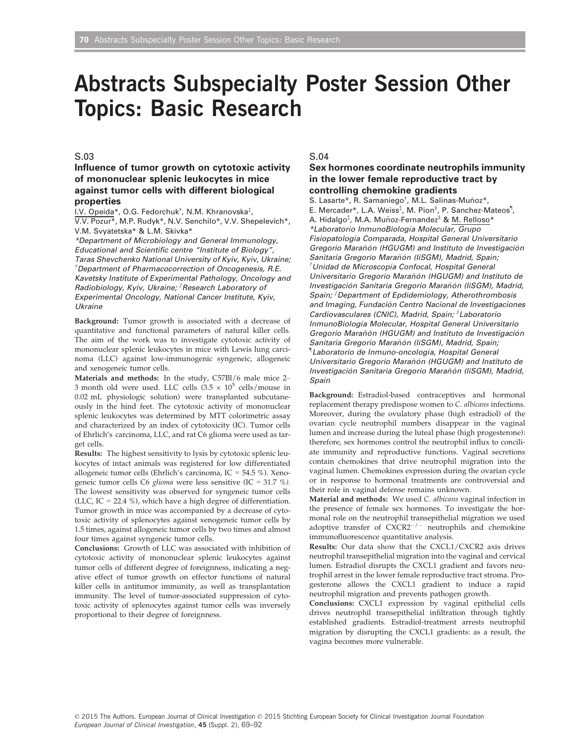# Abstracts Subspecialty Poster Session Other Topics: Basic Research

## S.03

### Influence of tumor growth on cytotoxic activity of mononuclear splenic leukocytes in mice against tumor cells with different biological properties

I.V. Opeida*, O.G. Fedorchuk[†], N.M. Khranovska[‡], V.V. Pozur*, M.P. Rudyk*, N.V. Senchilo*, V.V. Shepelevich*, V.M. Svyatetska* & L.M. Skivka*

*\*Department of Microbiology and General Immunology, Educational and Scientific centre "Institute of Biology", Taras Shevchenko National University of Kyiv, Kyiv, Ukraine; [†]Department of Pharmacocorrection of Oncogenesis, R.E. Kavetsky Institute of Experimental Pathology, Oncology and Radiobiology, Kyiv, Ukraine; [‡]Research Laboratory of Experimental Oncology, National Cancer Institute, Kyiv, Ukraine*

**Background:** Tumor growth is associated with a decrease of quantitative and functional parameters of natural killer cells. The aim of the work was to investigate cytotoxic activity of mononuclear splenic leukocytes in mice with Lewis lung carcinoma (LLC) against low-immunogenic syngeneic, allogeneic and xenogeneic tumor cells.

**Materials and methods:** In the study, C57Bl/6 male mice 2–3 month old were used. LLC cells ($3.5 \times 10^5$ cells/mouse in 0.02 mL physiologic solution) were transplanted subcutaneously in the hind feet. The cytotoxic activity of mononuclear splenic leukocytes was determined by MTT colorimetric assay and characterized by an index of cytotoxicity (IC). Tumor cells of Ehrlich's carcinoma, LLC, and rat C6 glioma were used as target cells.

**Results:** The highest sensitivity to lysis by cytotoxic splenic leukocytes of intact animals was registered for low differentiated allogeneic tumor cells (Ehrlich's carcinoma, IC = 54.5 %). Xenogeneic tumor cells C6 *glioma* were less sensitive (IC = 31.7 %). The lowest sensitivity was observed for syngeneic tumor cells (LLC, IC = 22.4 %), which have a high degree of differentiation. Tumor growth in mice was accompanied by a decrease of cytotoxic activity of splenocytes against xenogeneic tumor cells by 1.5 times, against allogeneic tumor cells by two times and almost four times against syngeneic tumor cells.

**Conclusions:** Growth of LLC was associated with inhibition of cytotoxic activity of mononuclear splenic leukocytes against tumor cells of different degree of foreignness, indicating a negative effect of tumor growth on effector functions of natural killer cells in antitumor immunity, as well as transplantation immunity. The level of tumor-associated suppression of cytotoxic activity of splenocytes against tumor cells was inversely proportional to their degree of foreignness.

## S.04

### Sex hormones coordinate neutrophils immunity in the lower female reproductive tract by controlling chemokine gradients

S. Lasarte*, R. Samaniego[†], M.L. Salinas-Muñoz*, E. Mercader*, L.A. Weiss[‡], M. Pion[§], P. Sanchez-Mateos[¶], A. Hidalgo[‡], M.A. Muñoz-Fernandez[§] & M. Relloso*

*\*Laboratorio InmunoBiología Molecular, Grupo Fisiopatología Comparada, Hospital General Universitario Gregorio Marañón (HGUGM) and Instituto de Investigación Sanitaria Gregorio Marañón (IiSGM), Madrid, Spain; [†]Unidad de Microscopía Confocal, Hospital General Universitario Gregorio Marañón (HGUGM) and Instituto de Investigación Sanitaria Gregorio Marañón (IiSGM), Madrid, Spain; [‡]Department of Epidemiology, Atherothrombosis and Imaging, Fundación Centro Nacional de Investigaciones Cardiovasculares (CNIC), Madrid, Spain; [§]Laboratorio InmunoBiología Molecular, Hospital General Universitario Gregorio Marañón (HGUGM) and Instituto de Investigación Sanitaria Gregorio Marañón (IiSGM), Madrid, Spain; [¶]Laboratorio de Inmuno-oncología, Hospital General Universitario Gregorio Marañón (HGUGM) and Instituto de Investigación Sanitaria Gregorio Marañón (IiSGM), Madrid, Spain*

**Background:** Estradiol-based contraceptives and hormonal replacement therapy predispose women to *C. albicans* infections. Moreover, during the ovulatory phase (high estradiol) of the ovarian cycle neutrophil numbers disappear in the vaginal lumen and increase during the luteal phase (high progesterone): therefore, sex hormones control the neutrophil influx to conciliate immunity and reproductive functions. Vaginal secretions contain chemokines that drive neutrophil migration into the vaginal lumen. Chemokines expression during the ovarian cycle or in response to hormonal treatments are controversial and their role in vaginal defense remains unknown.

**Material and methods:** We used *C. albicans* vaginal infection in the presence of female sex hormones. To investigate the hormonal role on the neutrophil transepithelial migration we used adoptive transfer of $CXCR2^{-/-}$ neutrophils and chemokine immunofluorescence quantitative analysis.

**Results:** Our data show that the CXCL1/CXCR2 axis drives neutrophil transepithelial migration into the vaginal and cervical lumen. Estradiol disrupts the CXCL1 gradient and favors neutrophil arrest in the lower female reproductive tract stroma. Progesterone allows the CXCL1 gradient to induce a rapid neutrophil migration and prevents pathogen growth.

**Conclusions:** CXCL1 expression by vaginal epithelial cells drives neutrophil transepithelial infiltration through tightly established gradients. Estradiol-treatment arrests neutrophil migration by disrupting the CXCL1 gradients: as a result, the vagina becomes more vulnerable.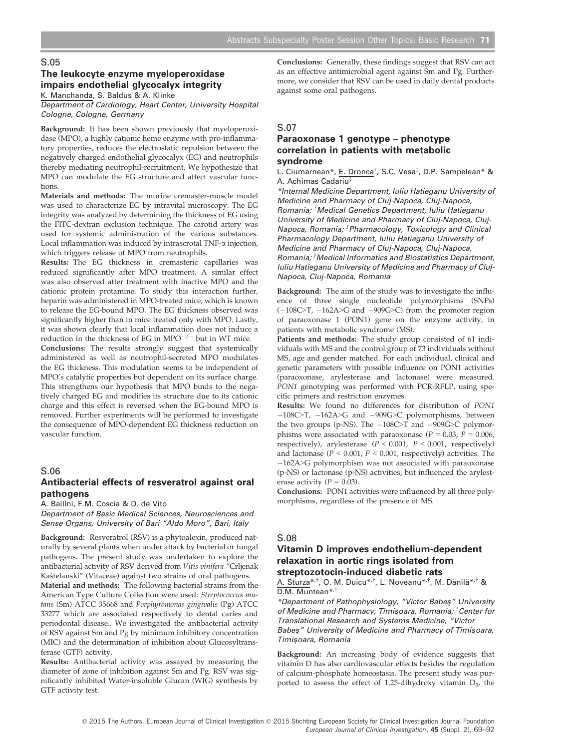## S.05

### The leukocyte enzyme myeloperoxidase impairs endothelial glycocalyx integrity

K. Manchanda, S. Baldus & A. Klinke

*Department of Cardiology, Heart Center, University Hospital Cologne, Cologne, Germany*

**Background:** It has been shown previously that myeloperoxidase (MPO), a highly cationic heme enzyme with pro-inflammatory properties, reduces the electrostatic repulsion between the negatively charged endothelial glycocalyx (EG) and neutrophils thereby mediating neutrophil-recruitment. We hypothesize that MPO can modulate the EG structure and affect vascular functions.

**Materials and methods:** The murine cremaster-muscle model was used to characterize EG by intravital microscopy. The EG integrity was analyzed by determining the thickness of EG using the FITC-dextran exclusion technique. The carotid artery was used for systemic administration of the various substances. Local inflammation was induced by intrascrotal TNF-α injection, which triggers release of MPO from neutrophils.

**Results:** The EG thickness in cremasteric capillaries was reduced significantly after MPO treatment. A similar effect was also observed after treatment with inactive MPO and the cationic protein protamine. To study this interaction further, heparin was administered in MPO-treated mice, which is known to release the EG-bound MPO. The EG thickness observed was significantly higher than in mice treated only with MPO. Lastly, it was shown clearly that local inflammation does not induce a reduction in the thickness of EG in $MPO^{-/-}$ but in WT mice.

**Conclusions:** The results strongly suggest that systemically administered as well as neutrophil-secreted MPO modulates the EG thickness. This modulation seems to be independent of MPO's catalytic properties but dependent on its surface charge. This strengthens our hypothesis that MPO binds to the negatively charged EG and modifies its structure due to its cationic charge and this effect is reversed when the EG-bound MPO is removed. Further experiments will be performed to investigate the consequence of MPO-dependent EG thickness reduction on vascular function.

## S.06

### Antibacterial effects of resveratrol against oral pathogens

A. Ballini, F.M. Coscia & D. de Vito

*Department of Basic Medical Sciences, Neurosciences and Sense Organs, University of Bari "Aldo Moro", Bari, Italy*

**Background:** Resveratrol (RSV) is a phytoalexin, produced naturally by several plants when under attack by bacterial or fungal pathogens. The present study was undertaken to explore the antibacterial activity of RSV derived from *Vitis vinifera "*Crljenak Kaštelanski" (Vitaceae) against two strains of oral pathogens.

**Material and methods:** The following bacterial strains from the American Type Culture Collection were used: *Streptococcus mutans* (Sm) ATCC 35668 and *Porphyromonas gingivalis* (Pg) ATCC 33277 which are associated respectively to dental caries and periodontal disease.. We investigated the antibacterial activity of RSV against Sm and Pg by minimum inhibitory concentration (MIC) and the determination of inhibition about Glucosyltransferase (GTF) activity.

**Results:** Antibacterial activity was assayed by measuring the diameter of zone of inhibition against Sm and Pg. RSV was significantly inhibited Water-insoluble Glucan (WIG) synthesis by GTF activity test.

**Conclusions:** Generally, these findings suggest that RSV can act as an effective antimicrobial agent against Sm and Pg. Furthermore, we consider that RSV can be used in daily dental products against some oral pathogens.

## S.07

### Paraoxonase 1 genotype – phenotype correlation in patients with metabolic syndrome

L. Ciumarnean*, E. Dronca[†], S.C. Vesa[‡], D.P. Sampelean* & A. Achimas Cadariu[§]

*\*Internal Medicine Department, Iuliu Hatieganu University of Medicine and Pharmacy of Cluj-Napoca, Cluj-Napoca, Romania; [†]Medical Genetics Department, Iuliu Hatieganu University of Medicine and Pharmacy of Cluj-Napoca, Cluj-Napoca, Romania; [‡]Pharmacology, Toxicology and Clinical Pharmacology Department, Iuliu Hatieganu University of Medicine and Pharmacy of Cluj-Napoca, Cluj-Napoca, Romania; [§]Medical Informatics and Biostatistics Department, Iuliu Hatieganu University of Medicine and Pharmacy of Cluj-Napoca, Cluj-Napoca, Romania*

**Background:** The aim of the study was to investigate the influence of three single nucleotide polymorphisms (SNPs) (−108C>T, −162A>G and −909G>C) from the promoter region of paraoxonase 1 (PON1) gene on the enzyme activity, in patients with metabolic syndrome (MS).

**Patients and methods:** The study group consisted of 61 individuals with MS and the control group of 73 individuals without MS, age and gender matched. For each individual, clinical and genetic parameters with possible influence on PON1 activities (paraoxonase, arylesterase and lactonase) were measured. *PON1* genotyping was performed with PCR-RFLP, using specific primers and restriction enzymes.

**Results:** We found no differences for distribution of *PON1* −108C>T, −162A>G and −909G>C polymorphisms, between the two groups (p-NS). The −108C>T and −909G>C polymorphisms were associated with paraoxonase ($P = 0.03$, $P = 0.006$, respectively), arylesterase ($P < 0.001$, $P < 0.001$, respectively) and lactonase ($P < 0.001$, $P < 0.001$, respectively) activities. The −162A>G polymorphism was not associated with paraoxonase (p-NS) or lactonase (p-NS) activities, but influenced the arylesterase activity ($P = 0.03$).

**Conclusions:** PON1 activities were influenced by all three polymorphisms, regardless of the presence of MS.

## S.08

### Vitamin D improves endothelium-dependent relaxation in aortic rings isolated from streptozotocin-induced diabetic rats

A. Sturza*^,†^, O. M. Duicu*^,†^, L. Noveanu*^,†^, M. Dănilă*^,†^ & D.M. Muntean*^,†^

*\*Department of Pathophysiology, "Victor Babeș" University of Medicine and Pharmacy, Timișoara, Romania; [†]Center for Translational Research and Systems Medicine, "Victor Babeș" University of Medicine and Pharmacy of Timișoara, Timișoara, Romania*

**Background:** An increasing body of evidence suggests that vitamin D has also cardiovascular effects besides the regulation of calcium-phosphate homeostasis. The present study was purported to assess the effect of 1,25-dihydroxy vitamin $D_3$, the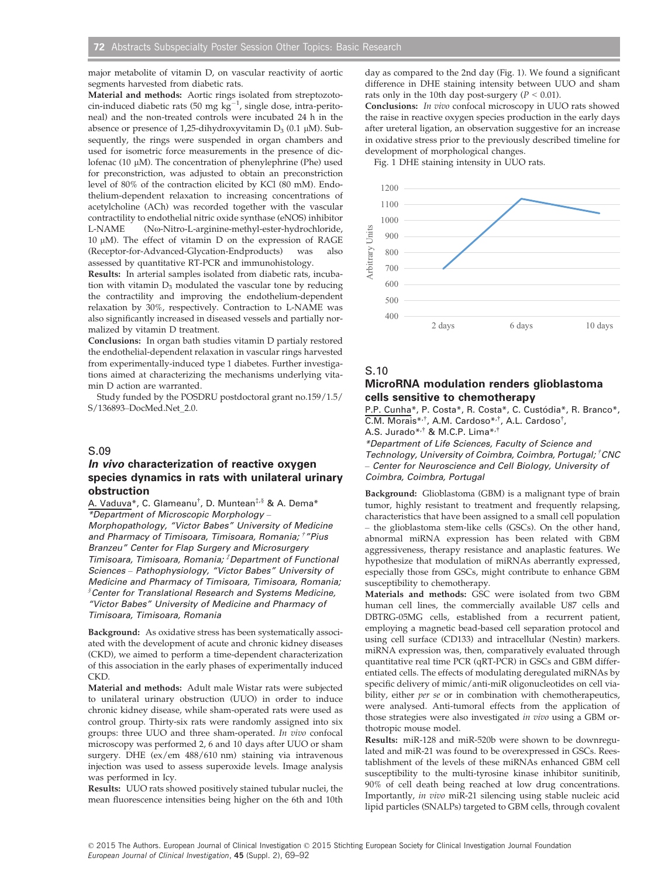major metabolite of vitamin D, on vascular reactivity of aortic segments harvested from diabetic rats.

**Material and methods:** Aortic rings isolated from streptozotocin-induced diabetic rats (50 mg $kg^{-1}$, single dose, intra-peritoneal) and the non-treated controls were incubated 24 h in the absence or presence of 1,25-dihydroxyvitamin $D_3$ (0.1 μM). Subsequently, the rings were suspended in organ chambers and used for isometric force measurements in the presence of diclofenac (10 μM). The concentration of phenylephrine (Phe) used for preconstriction, was adjusted to obtain an preconstriction level of 80% of the contraction elicited by KCl (80 mM). Endothelium-dependent relaxation to increasing concentrations of acetylcholine (ACh) was recorded together with the vascular contractility to endothelial nitric oxide synthase (eNOS) inhibitor L-NAME (Nω-Nitro-L-arginine-methyl-ester-hydrochloride, 10 μM). The effect of vitamin D on the expression of RAGE (Receptor-for-Advanced-Glycation-Endproducts) was also assessed by quantitative RT-PCR and immunohistology.

**Results:** In arterial samples isolated from diabetic rats, incubation with vitamin $D_3$ modulated the vascular tone by reducing the contractility and improving the endothelium-dependent relaxation by 30%, respectively. Contraction to L-NAME was also significantly increased in diseased vessels and partially normalized by vitamin D treatment.

**Conclusions:** In organ bath studies vitamin D partialy restored the endothelial-dependent relaxation in vascular rings harvested from experimentally-induced type 1 diabetes. Further investigations aimed at characterizing the mechanisms underlying vitamin D action are warranted.

Study funded by the POSDRU postdoctoral grant no.159/1.5/S/136893–DocMed.Net_2.0.

## S.09

## *In vivo* characterization of reactive oxygen species dynamics in rats with unilateral urinary obstruction

A. Vaduva*, C. Glameanu[†], D. Muntean[‡,§] & A. Dema*

*\*Department of Microscopic Morphology – Morphopathology, "Victor Babes" University of Medicine and Pharmacy of Timisoara, Timisoara, Romania; [†]"Pius Branzeu" Center for Flap Surgery and Microsurgery Timisoara, Timisoara, Romania; [‡]Department of Functional Sciences – Pathophysiology, "Victor Babes" University of Medicine and Pharmacy of Timisoara, Timisoara, Romania; [§]Center for Translational Research and Systems Medicine, "Victor Babes" University of Medicine and Pharmacy of Timisoara, Timisoara, Romania*

**Background:** As oxidative stress has been systematically associated with the development of acute and chronic kidney diseases (CKD), we aimed to perform a time-dependent characterization of this association in the early phases of experimentally induced CKD.

**Material and methods:** Adult male Wistar rats were subjected to unilateral urinary obstruction (UUO) in order to induce chronic kidney disease, while sham-operated rats were used as control group. Thirty-six rats were randomly assigned into six groups: three UUO and three sham-operated. *In vivo* confocal microscopy was performed 2, 6 and 10 days after UUO or sham surgery. DHE (ex/em 488/610 nm) staining via intravenous injection was used to assess superoxide levels. Image analysis was performed in Icy.

**Results:** UUO rats showed positively stained tubular nuclei, the mean fluorescence intensities being higher on the 6th and 10th day as compared to the 2nd day (Fig. 1). We found a significant difference in DHE staining intensity between UUO and sham rats only in the 10th day post-surgery ($P < 0.01$).

**Conclusions:** *In vivo* confocal microscopy in UUO rats showed the raise in reactive oxygen species production in the early days after ureteral ligation, an observation suggestive for an increase in oxidative stress prior to the previously described timeline for development of morphological changes.

Fig. 1 DHE staining intensity in UUO rats.

## S.10

## MicroRNA modulation renders glioblastoma cells sensitive to chemotherapy

P.P. Cunha*, P. Costa*, R. Costa*, C. Custódia*, R. Branco*, C.M. Morais*[,†], A.M. Cardoso*[,†], A.L. Cardoso[†], A.S. Jurado*[,†] & M.C.P. Lima*[,†]

*\*Department of Life Sciences, Faculty of Science and Technology, University of Coimbra, Coimbra, Portugal; [†]CNC – Center for Neuroscience and Cell Biology, University of Coimbra, Coimbra, Portugal*

**Background:** Glioblastoma (GBM) is a malignant type of brain tumor, highly resistant to treatment and frequently relapsing, characteristics that have been assigned to a small cell population – the glioblastoma stem-like cells (GSCs). On the other hand, abnormal miRNA expression has been related with GBM aggressiveness, therapy resistance and anaplastic features. We hypothesize that modulation of miRNAs aberrantly expressed, especially those from GSCs, might contribute to enhance GBM susceptibility to chemotherapy.

**Materials and methods:** GSC were isolated from two GBM human cell lines, the commercially available U87 cells and DBTRG-05MG cells, established from a recurrent patient, employing a magnetic bead-based cell separation protocol and using cell surface (CD133) and intracellular (Nestin) markers. miRNA expression was, then, comparatively evaluated through quantitative real time PCR (qRT-PCR) in GSCs and GBM differentiated cells. The effects of modulating deregulated miRNAs by specific delivery of mimic/anti-miR oligonucleotides on cell viability, either *per se* or in combination with chemotherapeutics, were analysed. Anti-tumoral effects from the application of those strategies were also investigated *in vivo* using a GBM orthotopic mouse model.

**Results:** miR-128 and miR-520b were shown to be downregulated and miR-21 was found to be overexpressed in GSCs. Reestablishment of the levels of these miRNAs enhanced GBM cell susceptibility to the multi-tyrosine kinase inhibitor sunitinib, 90% of cell death being reached at low drug concentrations. Importantly, *in vivo* miR-21 silencing using stable nucleic acid lipid particles (SNALPs) targeted to GBM cells, through covalent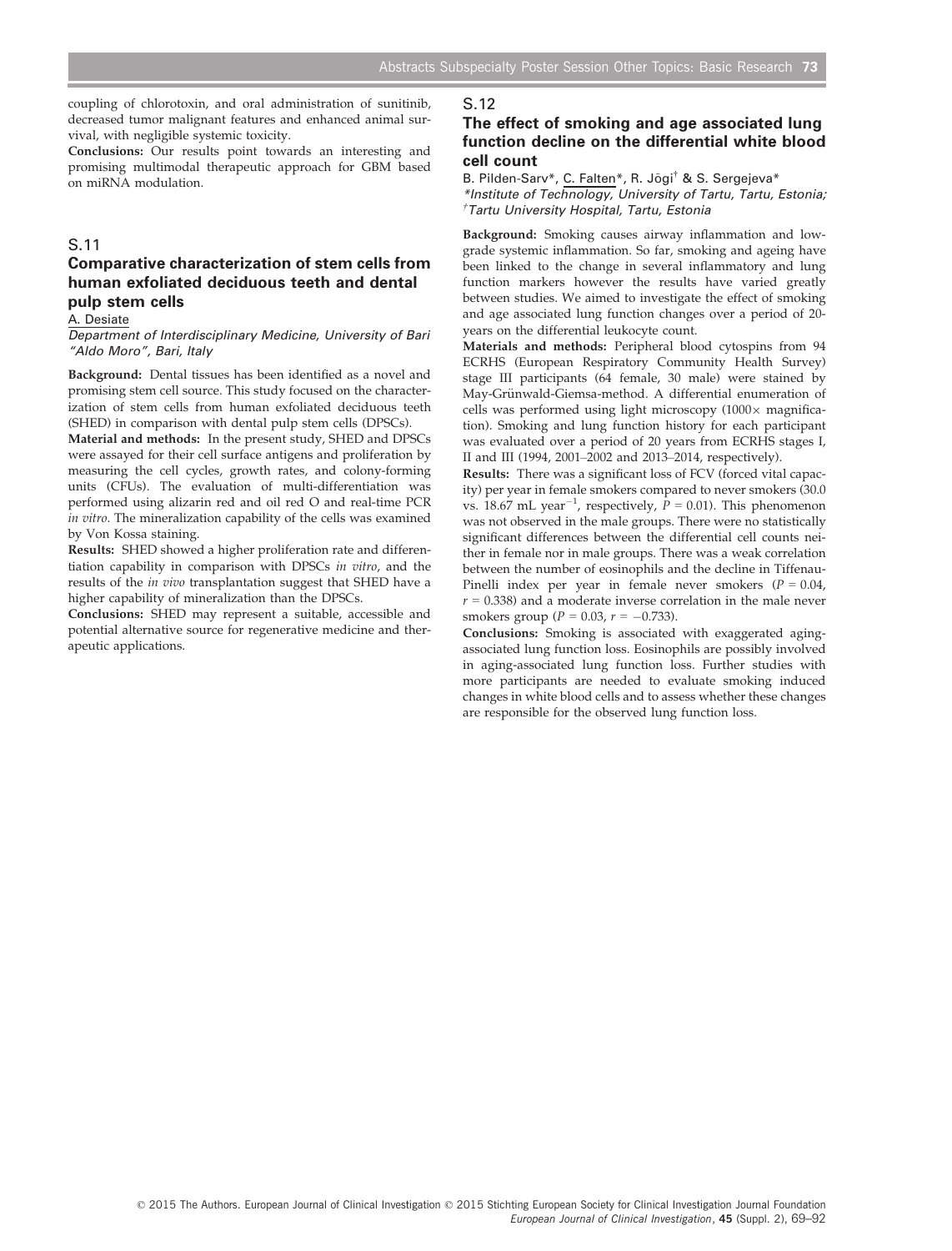coupling of chlorotoxin, and oral administration of sunitinib, decreased tumor malignant features and enhanced animal survival, with negligible systemic toxicity.

**Conclusions:** Our results point towards an interesting and promising multimodal therapeutic approach for GBM based on miRNA modulation.

## S.11

### Comparative characterization of stem cells from human exfoliated deciduous teeth and dental pulp stem cells

A. Desiate

*Department of Interdisciplinary Medicine, University of Bari "Aldo Moro", Bari, Italy*

**Background:** Dental tissues has been identified as a novel and promising stem cell source. This study focused on the characterization of stem cells from human exfoliated deciduous teeth (SHED) in comparison with dental pulp stem cells (DPSCs).

**Material and methods:** In the present study, SHED and DPSCs were assayed for their cell surface antigens and proliferation by measuring the cell cycles, growth rates, and colony-forming units (CFUs). The evaluation of multi-differentiation was performed using alizarin red and oil red O and real-time PCR *in vitro*. The mineralization capability of the cells was examined by Von Kossa staining.

**Results:** SHED showed a higher proliferation rate and differentiation capability in comparison with DPSCs *in vitro*, and the results of the *in vivo* transplantation suggest that SHED have a higher capability of mineralization than the DPSCs.

**Conclusions:** SHED may represent a suitable, accessible and potential alternative source for regenerative medicine and therapeutic applications.

## S.12

### The effect of smoking and age associated lung function decline on the differential white blood cell count

B. Pilden-Sarv*, C. Falten*, R. Jõgi† & S. Sergejeva*

*\*Institute of Technology, University of Tartu, Tartu, Estonia; †Tartu University Hospital, Tartu, Estonia*

**Background:** Smoking causes airway inflammation and low-grade systemic inflammation. So far, smoking and ageing have been linked to the change in several inflammatory and lung function markers however the results have varied greatly between studies. We aimed to investigate the effect of smoking and age associated lung function changes over a period of 20-years on the differential leukocyte count.

**Materials and methods:** Peripheral blood cytospins from 94 ECRHS (European Respiratory Community Health Survey) stage III participants (64 female, 30 male) were stained by May-Grünwald-Giemsa-method. A differential enumeration of cells was performed using light microscopy (1000× magnification). Smoking and lung function history for each participant was evaluated over a period of 20 years from ECRHS stages I, II and III (1994, 2001–2002 and 2013–2014, respectively).

**Results:** There was a significant loss of FCV (forced vital capacity) per year in female smokers compared to never smokers (30.0 vs. 18.67 mL year$^{-1}$, respectively, $P = 0.01$). This phenomenon was not observed in the male groups. There were no statistically significant differences between the differential cell counts neither in female nor in male groups. There was a weak correlation between the number of eosinophils and the decline in Tiffenau-Pinelli index per year in female never smokers ($P = 0.04$, $r = 0.338$) and a moderate inverse correlation in the male never smokers group ($P = 0.03$, $r = -0.733$).

**Conclusions:** Smoking is associated with exaggerated aging-associated lung function loss. Eosinophils are possibly involved in aging-associated lung function loss. Further studies with more participants are needed to evaluate smoking induced changes in white blood cells and to assess whether these changes are responsible for the observed lung function loss.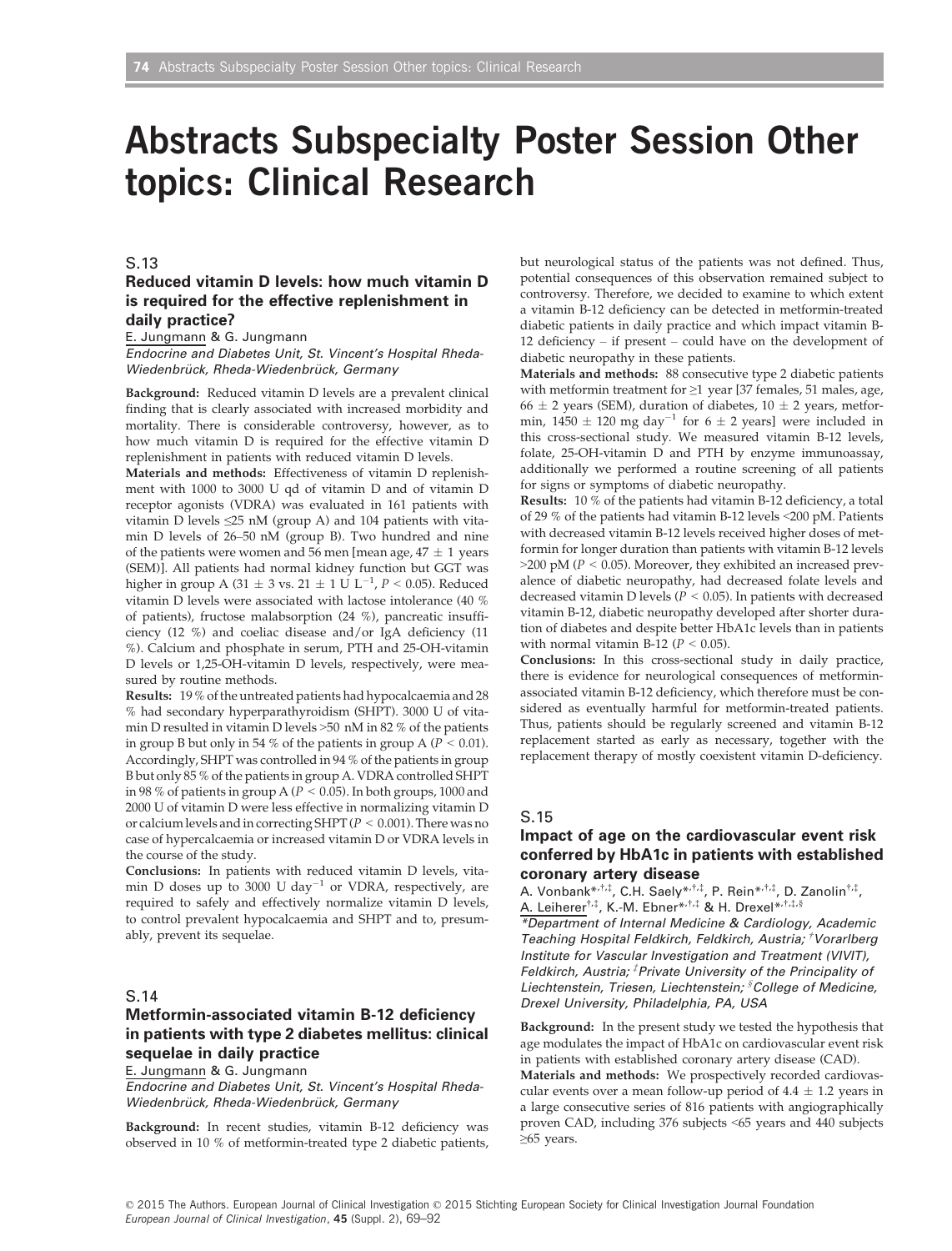# Abstracts Subspecialty Poster Session Other topics: Clinical Research

## S.13

### Reduced vitamin D levels: how much vitamin D is required for the effective replenishment in daily practice?

E. Jungmann & G. Jungmann

*Endocrine and Diabetes Unit, St. Vincent's Hospital Rheda-Wiedenbrück, Rheda-Wiedenbrück, Germany*

**Background:** Reduced vitamin D levels are a prevalent clinical finding that is clearly associated with increased morbidity and mortality. There is considerable controversy, however, as to how much vitamin D is required for the effective vitamin D replenishment in patients with reduced vitamin D levels.

**Materials and methods:** Effectiveness of vitamin D replenishment with 1000 to 3000 U qd of vitamin D and of vitamin D receptor agonists (VDRA) was evaluated in 161 patients with vitamin D levels ≤25 nM (group A) and 104 patients with vitamin D levels of 26–50 nM (group B). Two hundred and nine of the patients were women and 56 men [mean age, 47 ± 1 years (SEM)]. All patients had normal kidney function but GGT was higher in group A (31 ± 3 vs. 21 ± 1 U $L^{-1}$, $P < 0.05$). Reduced vitamin D levels were associated with lactose intolerance (40 % of patients), fructose malabsorption (24 %), pancreatic insufficiency (12 %) and coeliac disease and/or IgA deficiency (11 %). Calcium and phosphate in serum, PTH and 25-OH-vitamin D levels or 1,25-OH-vitamin D levels, respectively, were measured by routine methods.

**Results:** 19 % of the untreated patients had hypocalcaemia and 28 % had secondary hyperparathyroidism (SHPT). 3000 U of vitamin D resulted in vitamin D levels >50 nM in 82 % of the patients in group B but only in 54 % of the patients in group A ($P < 0.01$). Accordingly, SHPT was controlled in 94 % of the patients in group B but only 85 % of the patients in group A. VDRA controlled SHPT in 98 % of patients in group A ($P < 0.05$). In both groups, 1000 and 2000 U of vitamin D were less effective in normalizing vitamin D or calcium levels and in correcting SHPT ($P < 0.001$). There was no case of hypercalcaemia or increased vitamin D or VDRA levels in the course of the study.

**Conclusions:** In patients with reduced vitamin D levels, vitamin D doses up to 3000 U $day^{-1}$ or VDRA, respectively, are required to safely and effectively normalize vitamin D levels, to control prevalent hypocalcaemia and SHPT and to, presumably, prevent its sequelae.

## S.14

### Metformin-associated vitamin B-12 deficiency in patients with type 2 diabetes mellitus: clinical sequelae in daily practice

E. Jungmann & G. Jungmann

*Endocrine and Diabetes Unit, St. Vincent's Hospital Rheda-Wiedenbrück, Rheda-Wiedenbrück, Germany*

**Background:** In recent studies, vitamin B-12 deficiency was observed in 10 % of metformin-treated type 2 diabetic patients, but neurological status of the patients was not defined. Thus, potential consequences of this observation remained subject to controversy. Therefore, we decided to examine to which extent a vitamin B-12 deficiency can be detected in metformin-treated diabetic patients in daily practice and which impact vitamin B-12 deficiency – if present – could have on the development of diabetic neuropathy in these patients.

**Materials and methods:** 88 consecutive type 2 diabetic patients with metformin treatment for ≥1 year [37 females, 51 males, age, 66 ± 2 years (SEM), duration of diabetes, 10 ± 2 years, metformin, 1450 ± 120 mg $day^{-1}$ for 6 ± 2 years] were included in this cross-sectional study. We measured vitamin B-12 levels, folate, 25-OH-vitamin D and PTH by enzyme immunoassay, additionally we performed a routine screening of all patients for signs or symptoms of diabetic neuropathy.

**Results:** 10 % of the patients had vitamin B-12 deficiency, a total of 29 % of the patients had vitamin B-12 levels <200 pM. Patients with decreased vitamin B-12 levels received higher doses of metformin for longer duration than patients with vitamin B-12 levels >200 pM ($P < 0.05$). Moreover, they exhibited an increased prevalence of diabetic neuropathy, had decreased folate levels and decreased vitamin D levels ($P < 0.05$). In patients with decreased vitamin B-12, diabetic neuropathy developed after shorter duration of diabetes and despite better HbA1c levels than in patients with normal vitamin B-12 ($P < 0.05$).

**Conclusions:** In this cross-sectional study in daily practice, there is evidence for neurological consequences of metformin-associated vitamin B-12 deficiency, which therefore must be considered as eventually harmful for metformin-treated patients. Thus, patients should be regularly screened and vitamin B-12 replacement started as early as necessary, together with the replacement therapy of mostly coexistent vitamin D-deficiency.

## S.15

### Impact of age on the cardiovascular event risk conferred by HbA1c in patients with established coronary artery disease

A. Vonbank[*,†,‡], C.H. Saely[*,†,‡], P. Rein[*,†,‡], D. Zanolin[†,‡], A. Leiherer[†,‡], K.-M. Ebner[*,†,‡] & H. Drexel[*,†,‡,§]

*[*]Department of Internal Medicine & Cardiology, Academic Teaching Hospital Feldkirch, Feldkirch, Austria; [†]Vorarlberg Institute for Vascular Investigation and Treatment (VIVIT), Feldkirch, Austria; [‡]Private University of the Principality of Liechtenstein, Triesen, Liechtenstein; [§]College of Medicine, Drexel University, Philadelphia, PA, USA*

**Background:** In the present study we tested the hypothesis that age modulates the impact of HbA1c on cardiovascular event risk in patients with established coronary artery disease (CAD).

**Materials and methods:** We prospectively recorded cardiovascular events over a mean follow-up period of 4.4 ± 1.2 years in a large consecutive series of 816 patients with angiographically proven CAD, including 376 subjects <65 years and 440 subjects ≥65 years.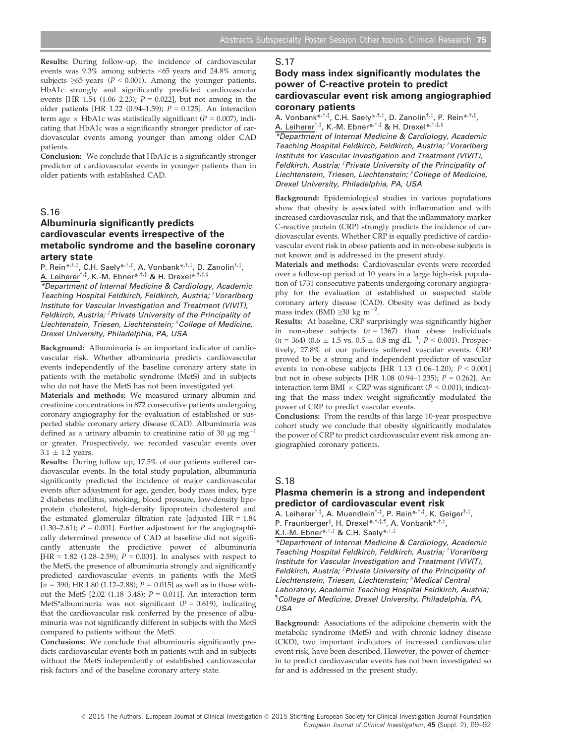**Results:** During follow-up, the incidence of cardiovascular events was 9.3% among subjects <65 years and 24.8% among subjects ≥65 years ($P < 0.001$). Among the younger patients, HbA1c strongly and significantly predicted cardiovascular events [HR 1.54 (1.06–2.23); $P = 0.022$], but not among in the older patients [HR 1.22 (0.94–1.59); $P = 0.125$]. An interaction term age × HbA1c was statistically significant ($P = 0.007$), indicating that HbA1c was a significantly stronger predictor of cardiovascular events among younger than among older CAD patients.

**Conclusion:** We conclude that HbA1c is a significantly stronger predictor of cardiovascular events in younger patients than in older patients with established CAD.

## S.16

### Albuminuria significantly predicts cardiovascular events irrespective of the metabolic syndrome and the baseline coronary artery state

P. Rein[*,†,‡], C.H. Saely[*,†,‡], A. Vonbank[*,†,‡], D. Zanolin[†,‡], A. Leiherer[†,‡], K.-M. Ebner[*,†,‡] & H. Drexel[*,†,‡,§]

*[*]Department of Internal Medicine & Cardiology, Academic Teaching Hospital Feldkirch, Feldkirch, Austria; [†]Vorarlberg Institute for Vascular Investigation and Treatment (VIVIT), Feldkirch, Austria; [‡]Private University of the Principality of Liechtenstein, Triesen, Liechtenstein; [§]College of Medicine, Drexel University, Philadelphia, PA, USA*

**Background:** Albuminuria is an important indicator of cardiovascular risk. Whether albuminuria predicts cardiovascular events independently of the baseline coronary artery state in patients with the metabolic syndrome (MetS) and in subjects who do not have the MetS has not been investigated yet.

**Materials and methods:** We measured urinary albumin and creatinine concentrations in 872 consecutive patients undergoing coronary angiography for the evaluation of established or suspected stable coronary artery disease (CAD). Albuminuria was defined as a urinary albumin to creatinine ratio of 30 μg $mg^{-1}$ or greater. Prospectively, we recorded vascular events over 3.1 ± 1.2 years.

**Results:** During follow up, 17.5% of our patients suffered cardiovascular events. In the total study population, albuminuria significantly predicted the incidence of major cardiovascular events after adjustment for age, gender, body mass index, type 2 diabetes mellitus, smoking, blood pressure, low-density lipoprotein cholesterol, high-density lipoprotein cholesterol and the estimated glomerular filtration rate [adjusted HR = 1.84 (1.30–2.61); $P = 0.001$]. Further adjustment for the angiographically determined presence of CAD at baseline did not significantly attenuate the predictive power of albuminuria [HR = 1.82 (1.28–2.59); $P = 0.001$]. In analyses with respect to the MetS, the presence of albuminuria strongly and significantly predicted cardiovascular events in patients with the MetS [$n = 390$; HR 1.80 (1.12–2.88); $P = 0.015$] as well as in those without the MetS [2.02 (1.18–3.48); $P = 0.011$]. An interaction term MetS*albuminuria was not significant ($P = 0.619$), indicating that the cardiovascular risk conferred by the presence of albuminuria was not significantly different in subjects with the MetS compared to patients without the MetS.

**Conclusions:** We conclude that albuminuria significantly predicts cardiovascular events both in patients with and in subjects without the MetS independently of established cardiovascular risk factors and of the baseline coronary artery state.

## S.17

### Body mass index significantly modulates the power of C-reactive protein to predict cardiovascular event risk among angiographied coronary patients

A. Vonbank[*,†,‡], C.H. Saely[*,†,‡], D. Zanolin[†,‡], P. Rein[*,†,‡], A. Leiherer[†,‡], K.-M. Ebner[*,†,‡] & H. Drexel[*,†,‡,§]

*[*]Department of Internal Medicine & Cardiology, Academic Teaching Hospital Feldkirch, Feldkirch, Austria; [†]Vorarlberg Institute for Vascular Investigation and Treatment (VIVIT), Feldkirch, Austria; [‡]Private University of the Principality of Liechtenstein, Triesen, Liechtenstein; [§]College of Medicine, Drexel University, Philadelphia, PA, USA*

**Background:** Epidemiological studies in various populations show that obesity is associated with inflammation and with increased cardiovascular risk, and that the inflammatory marker C-reactive protein (CRP) strongly predicts the incidence of cardiovascular events. Whether CRP is equally predictive of cardiovascular event risk in obese patients and in non-obese subjects is not known and is addressed in the present study.

**Materials and methods:** Cardiovascular events were recorded over a follow-up period of 10 years in a large high-risk population of 1731 consecutive patients undergoing coronary angiography for the evaluation of established or suspected stable coronary artery disease (CAD). Obesity was defined as body mass index (BMI) ≥30 kg $m^{-2}$.

**Results:** At baseline, CRP surprisingly was significantly higher in non-obese subjects ($n = 1367$) than obese individuals ($n = 364$) (0.6 ± 1.5 vs. 0.5 ± 0.8 mg $dL^{-1}$; $P < 0.001$). Prospectively, 27.8% of our patients suffered vascular events. CRP proved to be a strong and independent predictor of vascular events in non-obese subjects [HR 1.13 (1.06–1.20); $P < 0.001$] but not in obese subjects [HR 1.08 (0.94–1.235); $P = 0.262$]. An interaction term BMI × CRP was significant ($P < 0.001$), indicating that the mass index weight significantly modulated the power of CRP to predict vascular events.

**Conclusions:** From the results of this large 10-year prospective cohort study we conclude that obesity significantly modulates the power of CRP to predict cardiovascular event risk among angiographied coronary patients.

## S.18

### Plasma chemerin is a strong and independent predictor of cardiovascular event risk

A. Leiherer[†,‡], A. Muendlein[†,‡], P. Rein[*,†,‡], K. Geiger[†,‡], P. Fraunberger[§], H. Drexel[*,†,‡,¶], A. Vonbank[*,†,‡], K.I.-M. Ebner[*,†,‡] & C.H. Saely[*,†,‡]

*[*]Department of Internal Medicine & Cardiology, Academic Teaching Hospital Feldkirch, Feldkirch, Austria; [†]Vorarlberg Institute for Vascular Investigation and Treatment (VIVIT), Feldkirch, Austria; [‡]Private University of the Principality of Liechtenstein, Triesen, Liechtenstein; [§]Medical Central Laboratory, Academic Teaching Hospital Feldkirch, Austria; [¶]College of Medicine, Drexel University, Philadelphia, PA, USA*

**Background:** Associations of the adipokine chemerin with the metabolic syndrome (MetS) and with chronic kidney disease (CKD), two important indicators of increased cardiovascular event risk, have been described. However, the power of chemerin to predict cardiovascular events has not been investigated so far and is addressed in the present study.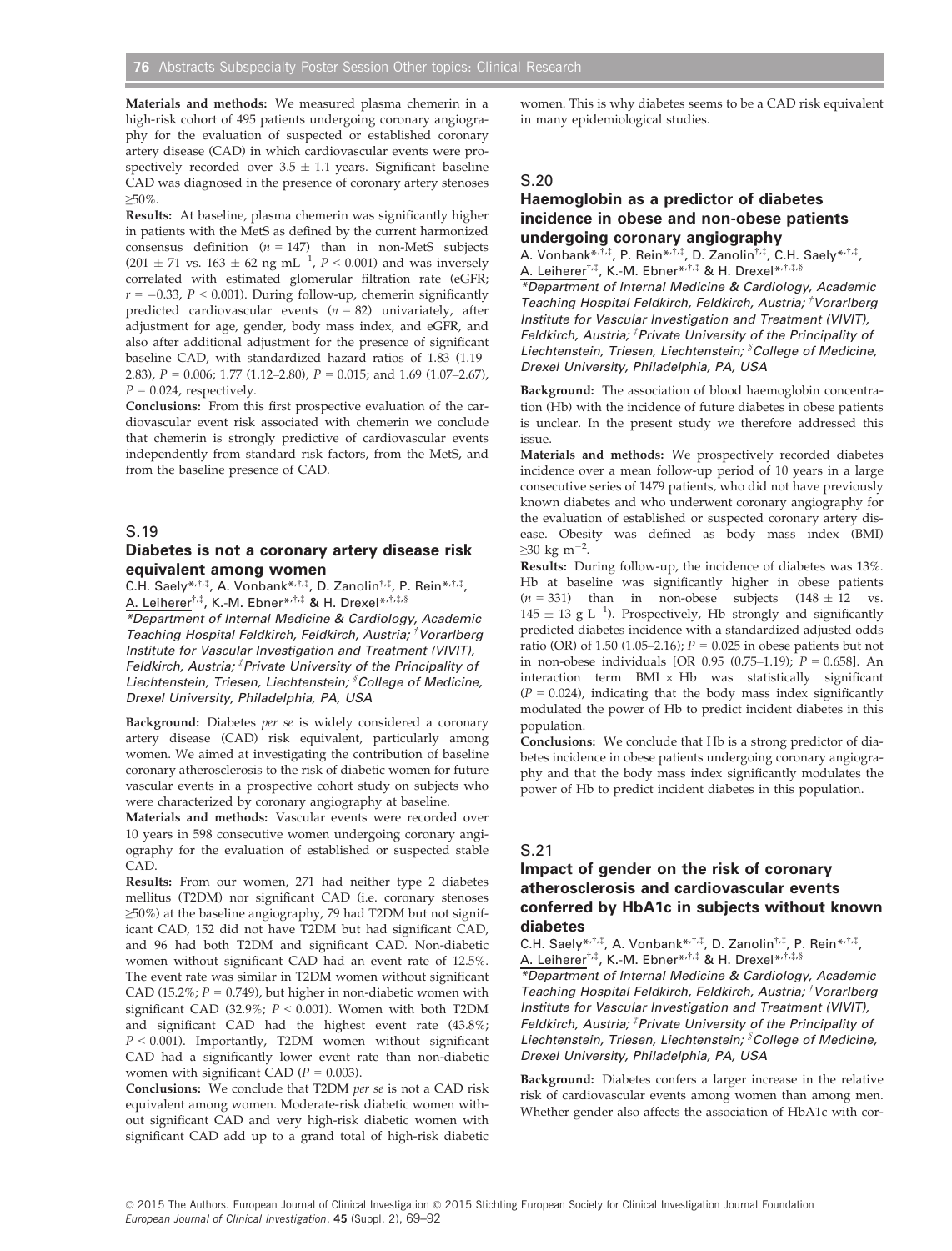**Materials and methods:** We measured plasma chemerin in a high-risk cohort of 495 patients undergoing coronary angiography for the evaluation of suspected or established coronary artery disease (CAD) in which cardiovascular events were prospectively recorded over $3.5 \pm 1.1$ years. Significant baseline CAD was diagnosed in the presence of coronary artery stenoses ≥50%.

**Results:** At baseline, plasma chemerin was significantly higher in patients with the MetS as defined by the current harmonized consensus definition ($n = 147$) than in non-MetS subjects ($201 \pm 71$ vs. $163 \pm 62$ ng mL$^{-1}$, $P < 0.001$) and was inversely correlated with estimated glomerular filtration rate (eGFR; $r = -0.33$, $P < 0.001$). During follow-up, chemerin significantly predicted cardiovascular events ($n = 82$) univariately, after adjustment for age, gender, body mass index, and eGFR, and also after additional adjustment for the presence of significant baseline CAD, with standardized hazard ratios of 1.83 (1.19–2.83), $P = 0.006$; 1.77 (1.12–2.80), $P = 0.015$; and 1.69 (1.07–2.67), $P = 0.024$, respectively.

**Conclusions:** From this first prospective evaluation of the cardiovascular event risk associated with chemerin we conclude that chemerin is strongly predictive of cardiovascular events independently from standard risk factors, from the MetS, and from the baseline presence of CAD.

## S.19

### Diabetes is not a coronary artery disease risk equivalent among women

C.H. Saely*,†,‡, A. Vonbank*,†,‡, D. Zanolin†,‡, P. Rein*,†,‡, A. Leiherer†,‡, K.-M. Ebner*,†,‡ & H. Drexel*,†,‡,§

*Department of Internal Medicine & Cardiology, Academic Teaching Hospital Feldkirch, Feldkirch, Austria; †Vorarlberg Institute for Vascular Investigation and Treatment (VIVIT), Feldkirch, Austria; ‡Private University of the Principality of Liechtenstein, Triesen, Liechtenstein; §College of Medicine, Drexel University, Philadelphia, PA, USA*

**Background:** Diabetes *per se* is widely considered a coronary artery disease (CAD) risk equivalent, particularly among women. We aimed at investigating the contribution of baseline coronary atherosclerosis to the risk of diabetic women for future vascular events in a prospective cohort study on subjects who were characterized by coronary angiography at baseline.

**Materials and methods:** Vascular events were recorded over 10 years in 598 consecutive women undergoing coronary angiography for the evaluation of established or suspected stable CAD.

**Results:** From our women, 271 had neither type 2 diabetes mellitus (T2DM) nor significant CAD (i.e. coronary stenoses ≥50%) at the baseline angiography, 79 had T2DM but not significant CAD, 152 did not have T2DM but had significant CAD, and 96 had both T2DM and significant CAD. Non-diabetic women without significant CAD had an event rate of 12.5%. The event rate was similar in T2DM women without significant CAD (15.2%; $P = 0.749$), but higher in non-diabetic women with significant CAD (32.9%; $P < 0.001$). Women with both T2DM and significant CAD had the highest event rate (43.8%; $P < 0.001$). Importantly, T2DM women without significant CAD had a significantly lower event rate than non-diabetic women with significant CAD ($P = 0.003$).

**Conclusions:** We conclude that T2DM *per se* is not a CAD risk equivalent among women. Moderate-risk diabetic women without significant CAD and very high-risk diabetic women with significant CAD add up to a grand total of high-risk diabetic women. This is why diabetes seems to be a CAD risk equivalent in many epidemiological studies.

## S.20

### Haemoglobin as a predictor of diabetes incidence in obese and non-obese patients undergoing coronary angiography

A. Vonbank*,†,‡, P. Rein*,†,‡, D. Zanolin†,‡, C.H. Saely*,†,‡, A. Leiherer†,‡, K.-M. Ebner*,†,‡ & H. Drexel*,†,‡,§

*Department of Internal Medicine & Cardiology, Academic Teaching Hospital Feldkirch, Feldkirch, Austria; †Vorarlberg Institute for Vascular Investigation and Treatment (VIVIT), Feldkirch, Austria; ‡Private University of the Principality of Liechtenstein, Triesen, Liechtenstein; §College of Medicine, Drexel University, Philadelphia, PA, USA*

**Background:** The association of blood haemoglobin concentration (Hb) with the incidence of future diabetes in obese patients is unclear. In the present study we therefore addressed this issue.

**Materials and methods:** We prospectively recorded diabetes incidence over a mean follow-up period of 10 years in a large consecutive series of 1479 patients, who did not have previously known diabetes and who underwent coronary angiography for the evaluation of established or suspected coronary artery disease. Obesity was defined as body mass index (BMI) ≥30 kg m$^{-2}$.

**Results:** During follow-up, the incidence of diabetes was 13%. Hb at baseline was significantly higher in obese patients ($n = 331$) than in non-obese subjects ($148 \pm 12$ vs. $145 \pm 13$ g L$^{-1}$). Prospectively, Hb strongly and significantly predicted diabetes incidence with a standardized adjusted odds ratio (OR) of 1.50 (1.05–2.16); $P = 0.025$ in obese patients but not in non-obese individuals [OR 0.95 (0.75–1.19); $P = 0.658$]. An interaction term BMI × Hb was statistically significant ($P = 0.024$), indicating that the body mass index significantly modulated the power of Hb to predict incident diabetes in this population.

**Conclusions:** We conclude that Hb is a strong predictor of diabetes incidence in obese patients undergoing coronary angiography and that the body mass index significantly modulates the power of Hb to predict incident diabetes in this population.

## S.21

### Impact of gender on the risk of coronary atherosclerosis and cardiovascular events conferred by HbA1c in subjects without known diabetes

C.H. Saely*,†,‡, A. Vonbank*,†,‡, D. Zanolin†,‡, P. Rein*,†,‡, A. Leiherer†,‡, K.-M. Ebner*,†,‡ & H. Drexel*,†,‡,§

*Department of Internal Medicine & Cardiology, Academic Teaching Hospital Feldkirch, Feldkirch, Austria; †Vorarlberg Institute for Vascular Investigation and Treatment (VIVIT), Feldkirch, Austria; ‡Private University of the Principality of Liechtenstein, Triesen, Liechtenstein; §College of Medicine, Drexel University, Philadelphia, PA, USA*

**Background:** Diabetes confers a larger increase in the relative risk of cardiovascular events among women than among men. Whether gender also affects the association of HbA1c with cor-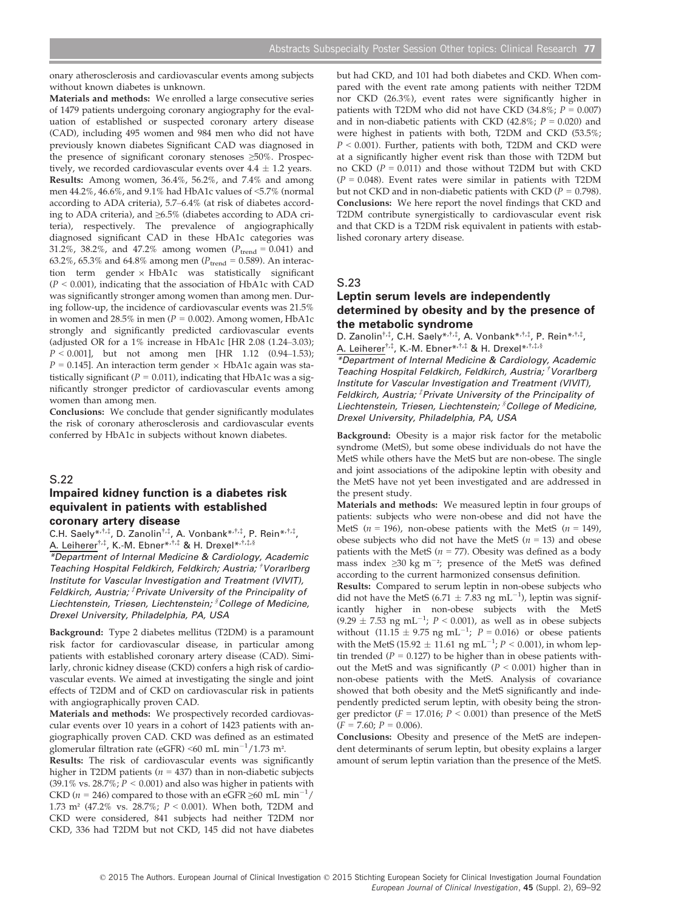onary atherosclerosis and cardiovascular events among subjects without known diabetes is unknown.

**Materials and methods:** We enrolled a large consecutive series of 1479 patients undergoing coronary angiography for the evaluation of established or suspected coronary artery disease (CAD), including 495 women and 984 men who did not have previously known diabetes Significant CAD was diagnosed in the presence of significant coronary stenoses ≥50%. Prospectively, we recorded cardiovascular events over 4.4 ± 1.2 years.

**Results:** Among women, 36.4%, 56.2%, and 7.4% and among men 44.2%, 46.6%, and 9.1% had HbA1c values of <5.7% (normal according to ADA criteria), 5.7–6.4% (at risk of diabetes according to ADA criteria), and ≥6.5% (diabetes according to ADA criteria), respectively. The prevalence of angiographically diagnosed significant CAD in these HbA1c categories was 31.2%, 38.2%, and 47.2% among women ($P_{trend}$ = 0.041) and 63.2%, 65.3% and 64.8% among men ($P_{trend}$ = 0.589). An interaction term gender × HbA1c was statistically significant ($P < 0.001$), indicating that the association of HbA1c with CAD was significantly stronger among women than among men. During follow-up, the incidence of cardiovascular events was 21.5% in women and 28.5% in men ($P = 0.002$). Among women, HbA1c strongly and significantly predicted cardiovascular events (adjusted OR for a 1% increase in HbA1c [HR 2.08 (1.24–3.03); $P < 0.001$], but not among men [HR 1.12 (0.94–1.53); $P = 0.145$]. An interaction term gender × HbA1c again was statistically significant ($P = 0.011$), indicating that HbA1c was a significantly stronger predictor of cardiovascular events among women than among men.

**Conclusions:** We conclude that gender significantly modulates the risk of coronary atherosclerosis and cardiovascular events conferred by HbA1c in subjects without known diabetes.

## S.22

### Impaired kidney function is a diabetes risk equivalent in patients with established coronary artery disease

C.H. Saely*[,†,‡], D. Zanolin[†,‡], A. Vonbank*[,†,‡], P. Rein*[,†,‡], A. Leiherer[†,‡], K.-M. Ebner*[,†,‡] & H. Drexel*[,†,‡,§]

*Department of Internal Medicine & Cardiology, Academic Teaching Hospital Feldkirch, Feldkirch; Austria; [†]Vorarlberg Institute for Vascular Investigation and Treatment (VIVIT), Feldkirch, Austria; [‡]Private University of the Principality of Liechtenstein, Triesen, Liechtenstein; [§]College of Medicine, Drexel University, Philadelphia, PA, USA*

**Background:** Type 2 diabetes mellitus (T2DM) is a paramount risk factor for cardiovascular disease, in particular among patients with established coronary artery disease (CAD). Similarly, chronic kidney disease (CKD) confers a high risk of cardiovascular events. We aimed at investigating the single and joint effects of T2DM and of CKD on cardiovascular risk in patients with angiographically proven CAD.

**Materials and methods:** We prospectively recorded cardiovascular events over 10 years in a cohort of 1423 patients with angiographically proven CAD. CKD was defined as an estimated glomerular filtration rate (eGFR) <60 mL $min^{-1}$/1.73 m².

**Results:** The risk of cardiovascular events was significantly higher in T2DM patients ($n = 437$) than in non-diabetic subjects (39.1% vs. 28.7%; $P < 0.001$) and also was higher in patients with CKD ($n = 246$) compared to those with an eGFR ≥60 mL $min^{-1}$/1.73 m² (47.2% vs. 28.7%; $P < 0.001$). When both, T2DM and CKD were considered, 841 subjects had neither T2DM nor CKD, 336 had T2DM but not CKD, 145 did not have diabetes but had CKD, and 101 had both diabetes and CKD. When compared with the event rate among patients with neither T2DM nor CKD (26.3%), event rates were significantly higher in patients with T2DM who did not have CKD (34.8%; $P = 0.007$) and in non-diabetic patients with CKD (42.8%; $P = 0.020$) and were highest in patients with both, T2DM and CKD (53.5%; $P < 0.001$). Further, patients with both, T2DM and CKD were at a significantly higher event risk than those with T2DM but no CKD ($P = 0.011$) and those without T2DM but with CKD ($P = 0.048$). Event rates were similar in patients with T2DM but not CKD and in non-diabetic patients with CKD ($P = 0.798$).

**Conclusions:** We here report the novel findings that CKD and T2DM contribute synergistically to cardiovascular event risk and that CKD is a T2DM risk equivalent in patients with established coronary artery disease.

## S.23

### Leptin serum levels are independently determined by obesity and by the presence of the metabolic syndrome

D. Zanolin[†,‡], C.H. Saely*[,†,‡], A. Vonbank*[,†,‡], P. Rein*[,†,‡], A. Leiherer[†,‡], K.-M. Ebner*[,†,‡] & H. Drexel*[,†,‡,§]

*Department of Internal Medicine & Cardiology, Academic Teaching Hospital Feldkirch, Feldkirch, Austria; [†]Vorarlberg Institute for Vascular Investigation and Treatment (VIVIT), Feldkirch, Austria; [‡]Private University of the Principality of Liechtenstein, Triesen, Liechtenstein; [§]College of Medicine, Drexel University, Philadelphia, PA, USA*

**Background:** Obesity is a major risk factor for the metabolic syndrome (MetS), but some obese individuals do not have the MetS while others have the MetS but are non-obese. The single and joint associations of the adipokine leptin with obesity and the MetS have not yet been investigated and are addressed in the present study.

**Materials and methods:** We measured leptin in four groups of patients: subjects who were non-obese and did not have the MetS ($n = 196$), non-obese patients with the MetS ($n = 149$), obese subjects who did not have the MetS ($n = 13$) and obese patients with the MetS ($n = 77$). Obesity was defined as a body mass index ≥30 kg $m^{-2}$; presence of the MetS was defined according to the current harmonized consensus definition.

**Results:** Compared to serum leptin in non-obese subjects who did not have the MetS (6.71 ± 7.83 ng $mL^{-1}$), leptin was significantly higher in non-obese subjects with the MetS (9.29 ± 7.53 ng $mL^{-1}$; $P < 0.001$), as well as in obese subjects without (11.15 ± 9.75 ng $mL^{-1}$; $P = 0.016$) or obese patients with the MetS (15.92 ± 11.61 ng $mL^{-1}$; $P < 0.001$), in whom leptin trended ($P = 0.127$) to be higher than in obese patients without the MetS and was significantly ($P < 0.001$) higher than in non-obese patients with the MetS. Analysis of covariance showed that both obesity and the MetS significantly and independently predicted serum leptin, with obesity being the stronger predictor ($F = 17.016$; $P < 0.001$) than presence of the MetS ($F = 7.60$; $P = 0.006$).

**Conclusions:** Obesity and presence of the MetS are independent determinants of serum leptin, but obesity explains a larger amount of serum leptin variation than the presence of the MetS.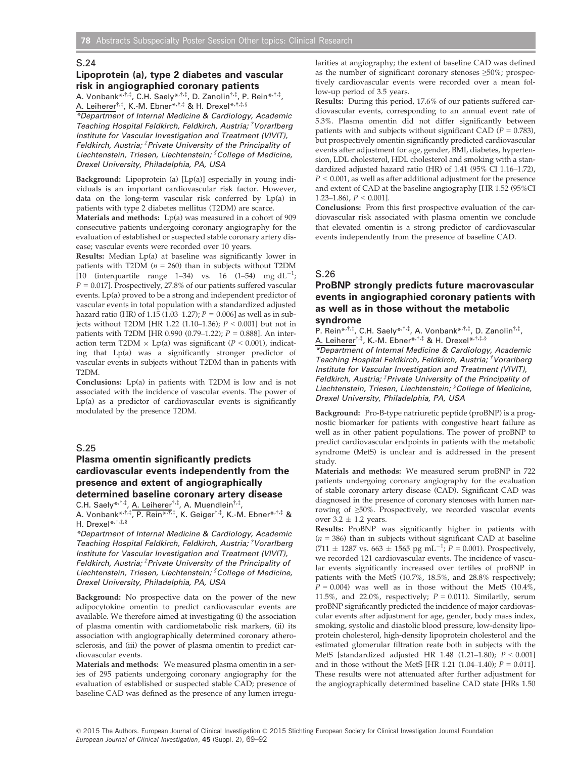## S.24

### Lipoprotein (a), type 2 diabetes and vascular risk in angiographied coronary patients

A. Vonbank*,†,‡, C.H. Saely*,†,‡, D. Zanolin†,‡, P. Rein*,†,‡, A. Leiherer†,‡, K.-M. Ebner*,†,‡ & H. Drexel*,†,‡,§

*Department of Internal Medicine & Cardiology, Academic Teaching Hospital Feldkirch, Feldkirch, Austria; †Vorarlberg Institute for Vascular Investigation and Treatment (VIVIT), Feldkirch, Austria; ‡Private University of the Principality of Liechtenstein, Triesen, Liechtenstein; §College of Medicine, Drexel University, Philadelphia, PA, USA*

**Background:** Lipoprotein (a) [Lp(a)] especially in young individuals is an important cardiovascular risk factor. However, data on the long-term vascular risk conferred by Lp(a) in patients with type 2 diabetes mellitus (T2DM) are scarce.

**Materials and methods:** Lp(a) was measured in a cohort of 909 consecutive patients undergoing coronary angiography for the evaluation of established or suspected stable coronary artery disease; vascular events were recorded over 10 years.

**Results:** Median Lp(a) at baseline was significantly lower in patients with T2DM ($n = 260$) than in subjects without T2DM [10 (interquartile range 1–34) vs. 16 (1–54) mg $dL^{-1}$; $P = 0.017$]. Prospectively, 27.8% of our patients suffered vascular events. Lp(a) proved to be a strong and independent predictor of vascular events in total population with a standardized adjusted hazard ratio (HR) of 1.15 (1.03–1.27); $P = 0.006$] as well as in subjects without T2DM [HR 1.22 (1.10–1.36); $P < 0.001$] but not in patients with T2DM [HR 0.990 (0.79–1.22); $P = 0.888$]. An interaction term T2DM × Lp(a) was significant ($P < 0.001$), indicating that Lp(a) was a significantly stronger predictor of vascular events in subjects without T2DM than in patients with T2DM.

**Conclusions:** Lp(a) in patients with T2DM is low and is not associated with the incidence of vascular events. The power of Lp(a) as a predictor of cardiovascular events is significantly modulated by the presence T2DM.

## S.25

### Plasma omentin significantly predicts cardiovascular events independently from the presence and extent of angiographically determined baseline coronary artery disease

C.H. Saely*,†,‡, A. Leiherer†,‡, A. Muendlein†,‡, A. Vonbank*,†,‡, P. Rein*,†,‡, K. Geiger†,‡, K.-M. Ebner*,†,‡ & H. Drexel*,†,‡,§

*Department of Internal Medicine & Cardiology, Academic Teaching Hospital Feldkirch, Feldkirch, Austria; †Vorarlberg Institute for Vascular Investigation and Treatment (VIVIT), Feldkirch, Austria; ‡Private University of the Principality of Liechtenstein, Triesen, Liechtenstein; §College of Medicine, Drexel University, Philadelphia, PA, USA*

**Background:** No prospective data on the power of the new adipocytokine omentin to predict cardiovascular events are available. We therefore aimed at investigating (i) the association of plasma omentin with cardiometabolic risk markers, (ii) its association with angiographically determined coronary atherosclerosis, and (iii) the power of plasma omentin to predict cardiovascular events.

**Materials and methods:** We measured plasma omentin in a series of 295 patients undergoing coronary angiography for the evaluation of established or suspected stable CAD; presence of baseline CAD was defined as the presence of any lumen irregularities at angiography; the extent of baseline CAD was defined as the number of significant coronary stenoses ≥50%; prospectively cardiovascular events were recorded over a mean follow-up period of 3.5 years.

**Results:** During this period, 17.6% of our patients suffered cardiovascular events, corresponding to an annual event rate of 5.3%. Plasma omentin did not differ significantly between patients with and subjects without significant CAD ($P = 0.783$), but prospectively omentin significantly predicted cardiovascular events after adjustment for age, gender, BMI, diabetes, hypertension, LDL cholesterol, HDL cholesterol and smoking with a standardized adjusted hazard ratio (HR) of 1.41 (95% CI 1.16–1.72), $P < 0.001$, as well as after additional adjustment for the presence and extent of CAD at the baseline angiography [HR 1.52 (95%CI 1.23–1.86), $P < 0.001$].

**Conclusions:** From this first prospective evaluation of the cardiovascular risk associated with plasma omentin we conclude that elevated omentin is a strong predictor of cardiovascular events independently from the presence of baseline CAD.

## S.26

### ProBNP strongly predicts future macrovascular events in angiographied coronary patients with as well as in those without the metabolic syndrome

P. Rein*,†,‡, C.H. Saely*,†,‡, A. Vonbank*,†,‡, D. Zanolin†,‡, A. Leiherer†,‡, K.-M. Ebner*,†,‡ & H. Drexel*,†,‡,§

*Department of Internal Medicine & Cardiology, Academic Teaching Hospital Feldkirch, Feldkirch, Austria; †Vorarlberg Institute for Vascular Investigation and Treatment (VIVIT), Feldkirch, Austria; ‡Private University of the Principality of Liechtenstein, Triesen, Liechtenstein; §College of Medicine, Drexel University, Philadelphia, PA, USA*

**Background:** Pro-B-type natriuretic peptide (proBNP) is a prognostic biomarker for patients with congestive heart failure as well as in other patient populations. The power of proBNP to predict cardiovascular endpoints in patients with the metabolic syndrome (MetS) is unclear and is addressed in the present study.

**Materials and methods:** We measured serum proBNP in 722 patients undergoing coronary angiography for the evaluation of stable coronary artery disease (CAD). Significant CAD was diagnosed in the presence of coronary stenoses with lumen narrowing of ≥50%. Prospectively, we recorded vascular events over 3.2 ± 1.2 years.

**Results:** ProBNP was significantly higher in patients with ($n = 386$) than in subjects without significant CAD at baseline (711 ± 1287 vs. 663 ± 1565 pg $mL^{-1}$; $P = 0.001$). Prospectively, we recorded 121 cardiovascular events. The incidence of vascular events significantly increased over tertiles of proBNP in patients with the MetS (10.7%, 18.5%, and 28.8% respectively; $P = 0.004$) was well as in those without the MetS (10.4%, 11.5%, and 22.0%, respectively; $P = 0.011$). Similarly, serum proBNP significantly predicted the incidence of major cardiovascular events after adjustment for age, gender, body mass index, smoking, systolic and diastolic blood pressure, low-density lipoprotein cholesterol, high-density lipoprotein cholesterol and the estimated glomerular filtration reate both in subjects with the MetS [standardized adjusted HR 1.48 (1.21–1.80); $P < 0.001$] and in those without the MetS [HR 1.21 (1.04–1.40); $P = 0.011$]. These results were not attenuated after further adjustment for the angiographically determined baseline CAD state [HRs 1.50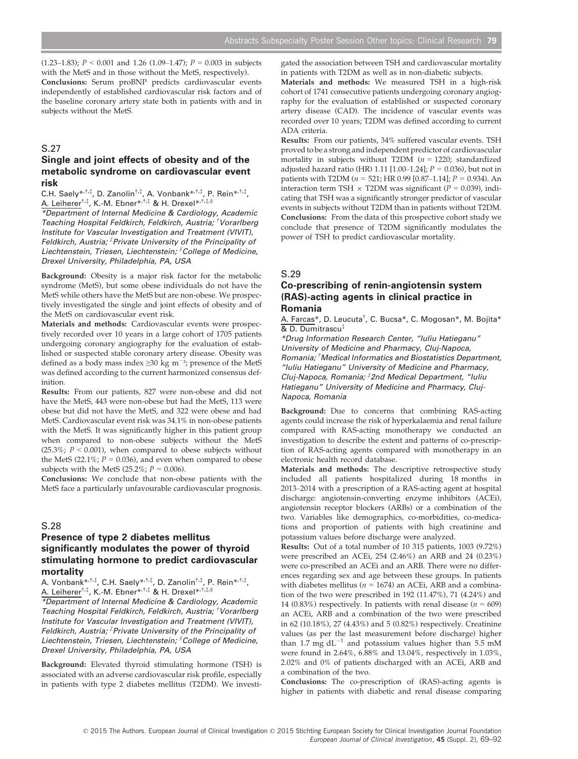(1.23–1.83); $P < 0.001$ and 1.26 (1.09–1.47); $P = 0.003$ in subjects with the MetS and in those without the MetS, respectively).

**Conclusions:** Serum proBNP predicts cardiovascular events independently of established cardiovascular risk factors and of the baseline coronary artery state both in patients with and in subjects without the MetS.

## S.27

### Single and joint effects of obesity and of the metabolic syndrome on cardiovascular event risk

C.H. Saely*[†,‡], D. Zanolin[†,‡], A. Vonbank*[†,‡], P. Rein*[†,‡], A. Leiherer[†,‡], K.-M. Ebner*[†,‡] & H. Drexel*[†,‡,§]

*\*Department of Internal Medicine & Cardiology, Academic Teaching Hospital Feldkirch, Feldkirch, Austria; [†]Vorarlberg Institute for Vascular Investigation and Treatment (VIVIT), Feldkirch, Austria; [‡]Private University of the Principality of Liechtenstein, Triesen, Liechtenstein; [§]College of Medicine, Drexel University, Philadelphia, PA, USA*

**Background:** Obesity is a major risk factor for the metabolic syndrome (MetS), but some obese individuals do not have the MetS while others have the MetS but are non-obese. We prospectively investigated the single and joint effects of obesity and of the MetS on cardiovascular event risk.

**Materials and methods:** Cardiovascular events were prospectively recorded over 10 years in a large cohort of 1705 patients undergoing coronary angiography for the evaluation of established or suspected stable coronary artery disease. Obesity was defined as a body mass index ≥30 kg $m^{-2}$; presence of the MetS was defined according to the current harmonized consensus definition.

**Results:** From our patients, 827 were non-obese and did not have the MetS, 443 were non-obese but had the MetS, 113 were obese but did not have the MetS, and 322 were obese and had MetS. Cardiovascular event risk was 34.1% in non-obese patients with the MetS. It was significantly higher in this patient group when compared to non-obese subjects without the MetS (25.3%; $P < 0.001$), when compared to obese subjects without the MetS (22.1%; $P = 0.036$), and even when compared to obese subjects with the MetS (25.2%; $P = 0.006$).

**Conclusions:** We conclude that non-obese patients with the MetS face a particularly unfavourable cardiovascular prognosis.

## S.28

### Presence of type 2 diabetes mellitus significantly modulates the power of thyroid stimulating hormone to predict cardiovascular mortality

A. Vonbank*[†,‡], C.H. Saely*[†,‡], D. Zanolin[†,‡], P. Rein*[†,‡], A. Leiherer[†,‡], K.-M. Ebner*[†,‡] & H. Drexel*[†,‡,§]

*\*Department of Internal Medicine & Cardiology, Academic Teaching Hospital Feldkirch, Feldkirch, Austria; [†]Vorarlberg Institute for Vascular Investigation and Treatment (VIVIT), Feldkirch, Austria; [‡]Private University of the Principality of Liechtenstein, Triesen, Liechtenstein; [§]College of Medicine, Drexel University, Philadelphia, PA, USA*

**Background:** Elevated thyroid stimulating hormone (TSH) is associated with an adverse cardiovascular risk profile, especially in patients with type 2 diabetes mellitus (T2DM). We investigated the association between TSH and cardiovascular mortality in patients with T2DM as well as in non-diabetic subjects.

**Materials and methods:** We measured TSH in a high-risk cohort of 1741 consecutive patients undergoing coronary angiography for the evaluation of established or suspected coronary artery disease (CAD). The incidence of vascular events was recorded over 10 years; T2DM was defined according to current ADA criteria.

**Results:** From our patients, 34% suffered vascular events. TSH proved to be a strong and independent predictor of cardiovascular mortality in subjects without T2DM ($n = 1220$; standardized adjusted hazard ratio (HR) 1.11 [1.00–1.24]; $P = 0.036$), but not in patients with T2DM ($n = 521$; HR 0.99 [0.87–1.14]; $P = 0.934$). An interaction term TSH × T2DM was significant ($P = 0.039$), indicating that TSH was a significantly stronger predictor of vascular events in subjects without T2DM than in patients without T2DM.

**Conclusions:** From the data of this prospective cohort study we conclude that presence of T2DM significantly modulates the power of TSH to predict cardiovascular mortality.

## S.29

### Co-prescribing of renin-angiotensin system (RAS)-acting agents in clinical practice in Romania

A. Farcas*, D. Leucuta[†], C. Bucsa*, C. Mogosan*, M. Bojita* & D. Dumitrascu[‡]

*\*Drug Information Research Center, "Iuliu Hatieganu" University of Medicine and Pharmacy, Cluj-Napoca, Romania; [†]Medical Informatics and Biostatistics Department, "Iuliu Hatieganu" University of Medicine and Pharmacy, Cluj-Napoca, Romania; [‡]2nd Medical Department, "Iuliu Hatieganu" University of Medicine and Pharmacy, Cluj-Napoca, Romania*

**Background:** Due to concerns that combining RAS-acting agents could increase the risk of hyperkalaemia and renal failure compared with RAS-acting monotherapy we conducted an investigation to describe the extent and patterns of co-prescription of RAS-acting agents compared with monotherapy in an electronic health record database.

**Materials and methods:** The descriptive retrospective study included all patients hospitalized during 18 months in 2013–2014 with a prescription of a RAS-acting agent at hospital discharge: angiotensin-converting enzyme inhibitors (ACEi), angiotensin receptor blockers (ARBs) or a combination of the two. Variables like demographics, co-morbidities, co-medications and proportion of patients with high creatinine and potassium values before discharge were analyzed.

**Results:** Out of a total number of 10 315 patients, 1003 (9.72%) were prescribed an ACEi, 254 (2.46%) an ARB and 24 (0.23%) were co-prescribed an ACEi and an ARB. There were no differences regarding sex and age between these groups. In patients with diabetes mellitus ($n = 1674$) an ACEi, ARB and a combination of the two were prescribed in 192 (11.47%), 71 (4.24%) and 14 (0.83%) respectively. In patients with renal disease ($n = 609$) an ACEi, ARB and a combination of the two were prescribed in 62 (10.18%), 27 (4.43%) and 5 (0.82%) respectively. Creatinine values (as per the last measurement before discharge) higher than 1.7 mg $dL^{-1}$ and potassium values higher than 5.5 mM were found in 2.64%, 6.88% and 13.04%, respectively in 1.03%, 2.02% and 0% of patients discharged with an ACEi, ARB and a combination of the two.

**Conclusions:** The co-prescription of (RAS)-acting agents is higher in patients with diabetic and renal disease comparing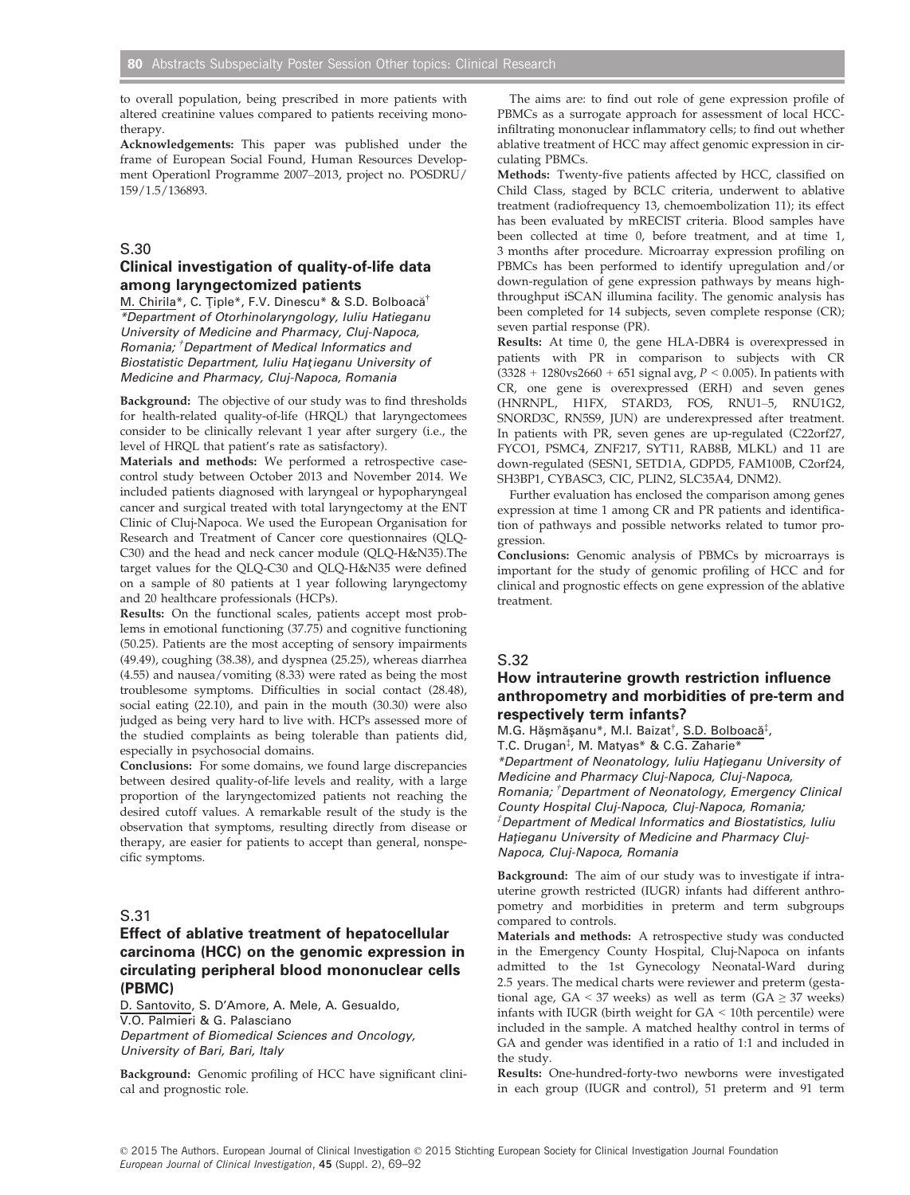to overall population, being prescribed in more patients with altered creatinine values compared to patients receiving monotherapy.

**Acknowledgements:** This paper was published under the frame of European Social Found, Human Resources Development Operationl Programme 2007–2013, project no. POSDRU/159/1.5/136893.

## S.30

### Clinical investigation of quality-of-life data among laryngectomized patients

M. Chirila*, C. Ţiple*, F.V. Dinescu* & S.D. Bolboacă†

*\*Department of Otorhinolaryngology, Iuliu Hatieganu University of Medicine and Pharmacy, Cluj-Napoca, Romania; †Department of Medical Informatics and Biostatistic Department, Iuliu Haţieganu University of Medicine and Pharmacy, Cluj-Napoca, Romania*

**Background:** The objective of our study was to find thresholds for health-related quality-of-life (HRQL) that laryngectomees consider to be clinically relevant 1 year after surgery (i.e., the level of HRQL that patient's rate as satisfactory).

**Materials and methods:** We performed a retrospective case-control study between October 2013 and November 2014. We included patients diagnosed with laryngeal or hypopharyngeal cancer and surgical treated with total laryngectomy at the ENT Clinic of Cluj-Napoca. We used the European Organisation for Research and Treatment of Cancer core questionnaires (QLQ-C30) and the head and neck cancer module (QLQ-H&N35).The target values for the QLQ-C30 and QLQ-H&N35 were defined on a sample of 80 patients at 1 year following laryngectomy and 20 healthcare professionals (HCPs).

**Results:** On the functional scales, patients accept most problems in emotional functioning (37.75) and cognitive functioning (50.25). Patients are the most accepting of sensory impairments (49.49), coughing (38.38), and dyspnea (25.25), whereas diarrhea (4.55) and nausea/vomiting (8.33) were rated as being the most troublesome symptoms. Difficulties in social contact (28.48), social eating (22.10), and pain in the mouth (30.30) were also judged as being very hard to live with. HCPs assessed more of the studied complaints as being tolerable than patients did, especially in psychosocial domains.

**Conclusions:** For some domains, we found large discrepancies between desired quality-of-life levels and reality, with a large proportion of the laryngectomized patients not reaching the desired cutoff values. A remarkable result of the study is the observation that symptoms, resulting directly from disease or therapy, are easier for patients to accept than general, nonspecific symptoms.

## S.31

### Effect of ablative treatment of hepatocellular carcinoma (HCC) on the genomic expression in circulating peripheral blood mononuclear cells (PBMC)

D. Santovito, S. D'Amore, A. Mele, A. Gesualdo, V.O. Palmieri & G. Palasciano

*Department of Biomedical Sciences and Oncology, University of Bari, Bari, Italy*

**Background:** Genomic profiling of HCC have significant clinical and prognostic role.

The aims are: to find out role of gene expression profile of PBMCs as a surrogate approach for assessment of local HCC-infiltrating mononuclear inflammatory cells; to find out whether ablative treatment of HCC may affect genomic expression in circulating PBMCs.

**Methods:** Twenty-five patients affected by HCC, classified on Child Class, staged by BCLC criteria, underwent to ablative treatment (radiofrequency 13, chemoembolization 11); its effect has been evaluated by mRECIST criteria. Blood samples have been collected at time 0, before treatment, and at time 1, 3 months after procedure. Microarray expression profiling on PBMCs has been performed to identify upregulation and/or down-regulation of gene expression pathways by means high-throughput iSCAN illumina facility. The genomic analysis has been completed for 14 subjects, seven complete response (CR); seven partial response (PR).

**Results:** At time 0, the gene HLA-DBR4 is overexpressed in patients with PR in comparison to subjects with CR (3328 + 1280vs2660 + 651 signal avg, $P < 0.005$). In patients with CR, one gene is overexpressed (ERH) and seven genes (HNRNPL, H1FX, STARD3, FOS, RNU1–5, RNU1G2, SNORD3C, RN5S9, JUN) are underexpressed after treatment. In patients with PR, seven genes are up-regulated (C22orf27, FYCO1, PSMC4, ZNF217, SYT11, RAB8B, MLKL) and 11 are down-regulated (SESN1, SETD1A, GDPD5, FAM100B, C2orf24, SH3BP1, CYBASC3, CIC, PLIN2, SLC35A4, DNM2).

Further evaluation has enclosed the comparison among genes expression at time 1 among CR and PR patients and identification of pathways and possible networks related to tumor progression.

**Conclusions:** Genomic analysis of PBMCs by microarrays is important for the study of genomic profiling of HCC and for clinical and prognostic effects on gene expression of the ablative treatment.

## S.32

### How intrauterine growth restriction influence anthropometry and morbidities of pre-term and respectively term infants?

M.G. Hăşmăşanu*, M.I. Baizat†, S.D. Bolboacă‡, T.C. Drugan‡, M. Matyas* & C.G. Zaharie*

*\*Department of Neonatology, Iuliu Haţieganu University of Medicine and Pharmacy Cluj-Napoca, Cluj-Napoca, Romania; †Department of Neonatology, Emergency Clinical County Hospital Cluj-Napoca, Cluj-Napoca, Romania; ‡Department of Medical Informatics and Biostatistics, Iuliu Haţieganu University of Medicine and Pharmacy Cluj-Napoca, Cluj-Napoca, Romania*

**Background:** The aim of our study was to investigate if intrauterine growth restricted (IUGR) infants had different anthropometry and morbidities in preterm and term subgroups compared to controls.

**Materials and methods:** A retrospective study was conducted in the Emergency County Hospital, Cluj-Napoca on infants admitted to the 1st Gynecology Neonatal-Ward during 2.5 years. The medical charts were reviewer and preterm (gestational age, GA < 37 weeks) as well as term (GA ≥ 37 weeks) infants with IUGR (birth weight for GA < 10th percentile) were included in the sample. A matched healthy control in terms of GA and gender was identified in a ratio of 1:1 and included in the study.

**Results:** One-hundred-forty-two newborns were investigated in each group (IUGR and control), 51 preterm and 91 term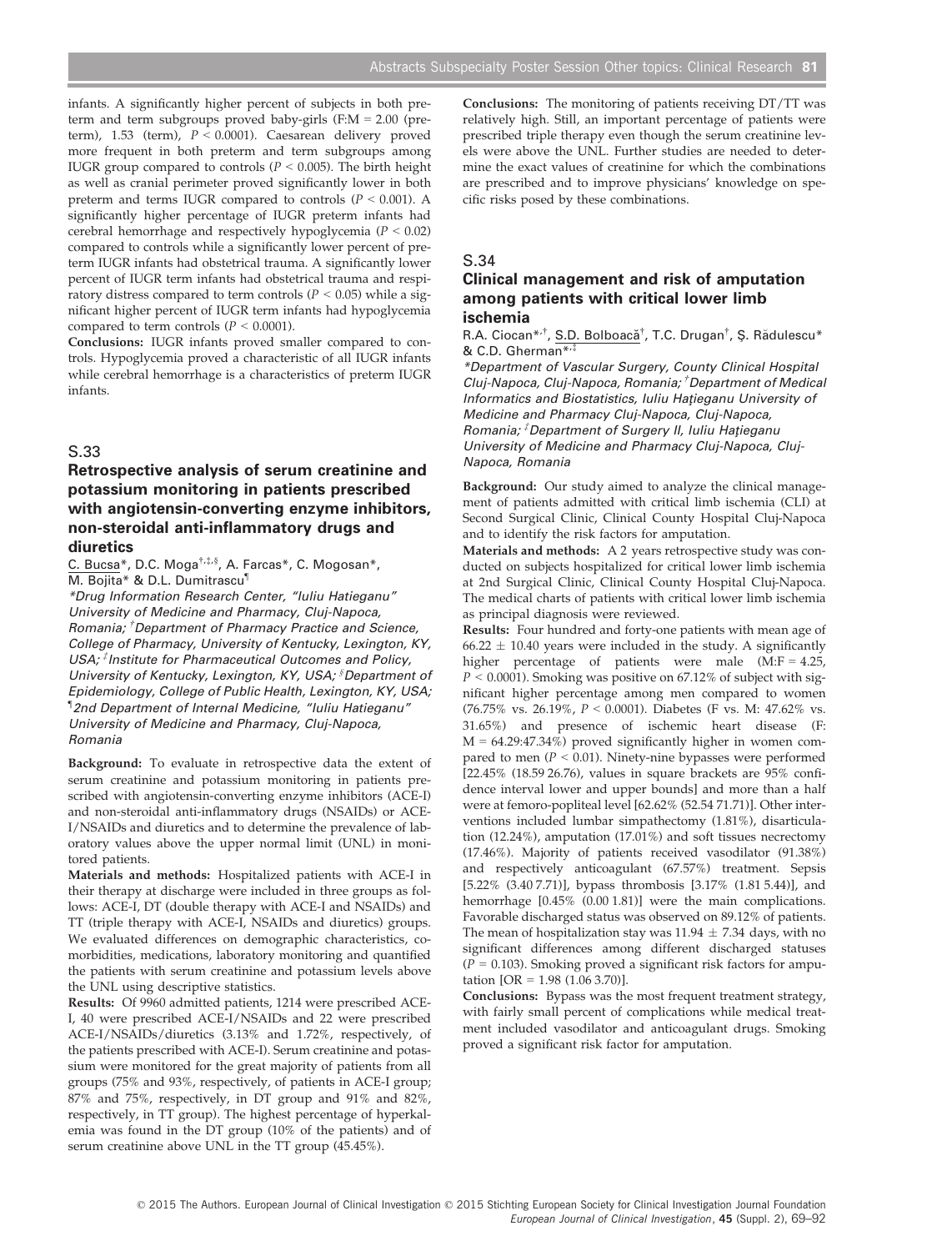infants. A significantly higher percent of subjects in both preterm and term subgroups proved baby-girls (F:M = 2.00 (preterm), 1.53 (term), $P < 0.0001$). Caesarean delivery proved more frequent in both preterm and term subgroups among IUGR group compared to controls ($P < 0.005$). The birth height as well as cranial perimeter proved significantly lower in both preterm and terms IUGR compared to controls ($P < 0.001$). A significantly higher percentage of IUGR preterm infants had cerebral hemorrhage and respectively hypoglycemia ($P < 0.02$) compared to controls while a significantly lower percent of preterm IUGR infants had obstetrical trauma. A significantly lower percent of IUGR term infants had obstetrical trauma and respiratory distress compared to term controls ($P < 0.05$) while a significant higher percent of IUGR term infants had hypoglycemia compared to term controls ($P < 0.0001$).

**Conclusions:** IUGR infants proved smaller compared to controls. Hypoglycemia proved a characteristic of all IUGR infants while cerebral hemorrhage is a characteristics of preterm IUGR infants.

## S.33

### Retrospective analysis of serum creatinine and potassium monitoring in patients prescribed with angiotensin-converting enzyme inhibitors, non-steroidal anti-inflammatory drugs and diuretics

C. Bucsa*, D.C. Moga[†,‡,§], A. Farcas*, C. Mogosan*, M. Bojita* & D.L. Dumitrascu[¶]

*\*Drug Information Research Center, "Iuliu Hatieganu" University of Medicine and Pharmacy, Cluj-Napoca, Romania; [†]Department of Pharmacy Practice and Science, College of Pharmacy, University of Kentucky, Lexington, KY, USA; [‡]Institute for Pharmaceutical Outcomes and Policy, University of Kentucky, Lexington, KY, USA; [§]Department of Epidemiology, College of Public Health, Lexington, KY, USA; [¶]2nd Department of Internal Medicine, "Iuliu Hatieganu" University of Medicine and Pharmacy, Cluj-Napoca, Romania*

**Background:** To evaluate in retrospective data the extent of serum creatinine and potassium monitoring in patients prescribed with angiotensin-converting enzyme inhibitors (ACE-I) and non-steroidal anti-inflammatory drugs (NSAIDs) or ACE-I/NSAIDs and diuretics and to determine the prevalence of laboratory values above the upper normal limit (UNL) in monitored patients.

**Materials and methods:** Hospitalized patients with ACE-I in their therapy at discharge were included in three groups as follows: ACE-I, DT (double therapy with ACE-I and NSAIDs) and TT (triple therapy with ACE-I, NSAIDs and diuretics) groups. We evaluated differences on demographic characteristics, comorbidities, medications, laboratory monitoring and quantified the patients with serum creatinine and potassium levels above the UNL using descriptive statistics.

**Results:** Of 9960 admitted patients, 1214 were prescribed ACE-I, 40 were prescribed ACE-I/NSAIDs and 22 were prescribed ACE-I/NSAIDs/diuretics (3.13% and 1.72%, respectively, of the patients prescribed with ACE-I). Serum creatinine and potassium were monitored for the great majority of patients from all groups (75% and 93%, respectively, of patients in ACE-I group; 87% and 75%, respectively, in DT group and 91% and 82%, respectively, in TT group). The highest percentage of hyperkalemia was found in the DT group (10% of the patients) and of serum creatinine above UNL in the TT group (45.45%).

**Conclusions:** The monitoring of patients receiving DT/TT was relatively high. Still, an important percentage of patients were prescribed triple therapy even though the serum creatinine levels were above the UNL. Further studies are needed to determine the exact values of creatinine for which the combinations are prescribed and to improve physicians' knowledge on specific risks posed by these combinations.

## S.34

### Clinical management and risk of amputation among patients with critical lower limb ischemia

R.A. Ciocan*[,†], S.D. Bolboacă[†], T.C. Drugan[†], Ş. Rădulescu* & C.D. Gherman*[,‡]

*\*Department of Vascular Surgery, County Clinical Hospital Cluj-Napoca, Cluj-Napoca, Romania; [†]Department of Medical Informatics and Biostatistics, Iuliu Haţieganu University of Medicine and Pharmacy Cluj-Napoca, Cluj-Napoca, Romania; [‡]Department of Surgery II, Iuliu Haţieganu University of Medicine and Pharmacy Cluj-Napoca, Cluj-Napoca, Romania*

**Background:** Our study aimed to analyze the clinical management of patients admitted with critical limb ischemia (CLI) at Second Surgical Clinic, Clinical County Hospital Cluj-Napoca and to identify the risk factors for amputation.

**Materials and methods:** A 2 years retrospective study was conducted on subjects hospitalized for critical lower limb ischemia at 2nd Surgical Clinic, Clinical County Hospital Cluj-Napoca. The medical charts of patients with critical lower limb ischemia as principal diagnosis were reviewed.

**Results:** Four hundred and forty-one patients with mean age of $66.22 \pm 10.40$ years were included in the study. A significantly higher percentage of patients were male (M:F = 4.25, $P < 0.0001$). Smoking was positive on 67.12% of subject with significant higher percentage among men compared to women (76.75% vs. 26.19%, $P < 0.0001$). Diabetes (F vs. M: 47.62% vs. 31.65%) and presence of ischemic heart disease (F: M = 64.29:47.34%) proved significantly higher in women compared to men ($P < 0.01$). Ninety-nine bypasses were performed [22.45% (18.59 26.76), values in square brackets are 95% confidence interval lower and upper bounds] and more than a half were at femoro-popliteal level [62.62% (52.54 71.71)]. Other interventions included lumbar simpathectomy (1.81%), disarticulation (12.24%), amputation (17.01%) and soft tissues necrectomy (17.46%). Majority of patients received vasodilator (91.38%) and respectively anticoagulant (67.57%) treatment. Sepsis [5.22% (3.40 7.71)], bypass thrombosis [3.17% (1.81 5.44)], and hemorrhage [0.45% (0.00 1.81)] were the main complications. Favorable discharged status was observed on 89.12% of patients. The mean of hospitalization stay was $11.94 \pm 7.34$ days, with no significant differences among different discharged statuses ($P = 0.103$). Smoking proved a significant risk factors for amputation [OR = 1.98 (1.06 3.70)].

**Conclusions:** Bypass was the most frequent treatment strategy, with fairly small percent of complications while medical treatment included vasodilator and anticoagulant drugs. Smoking proved a significant risk factor for amputation.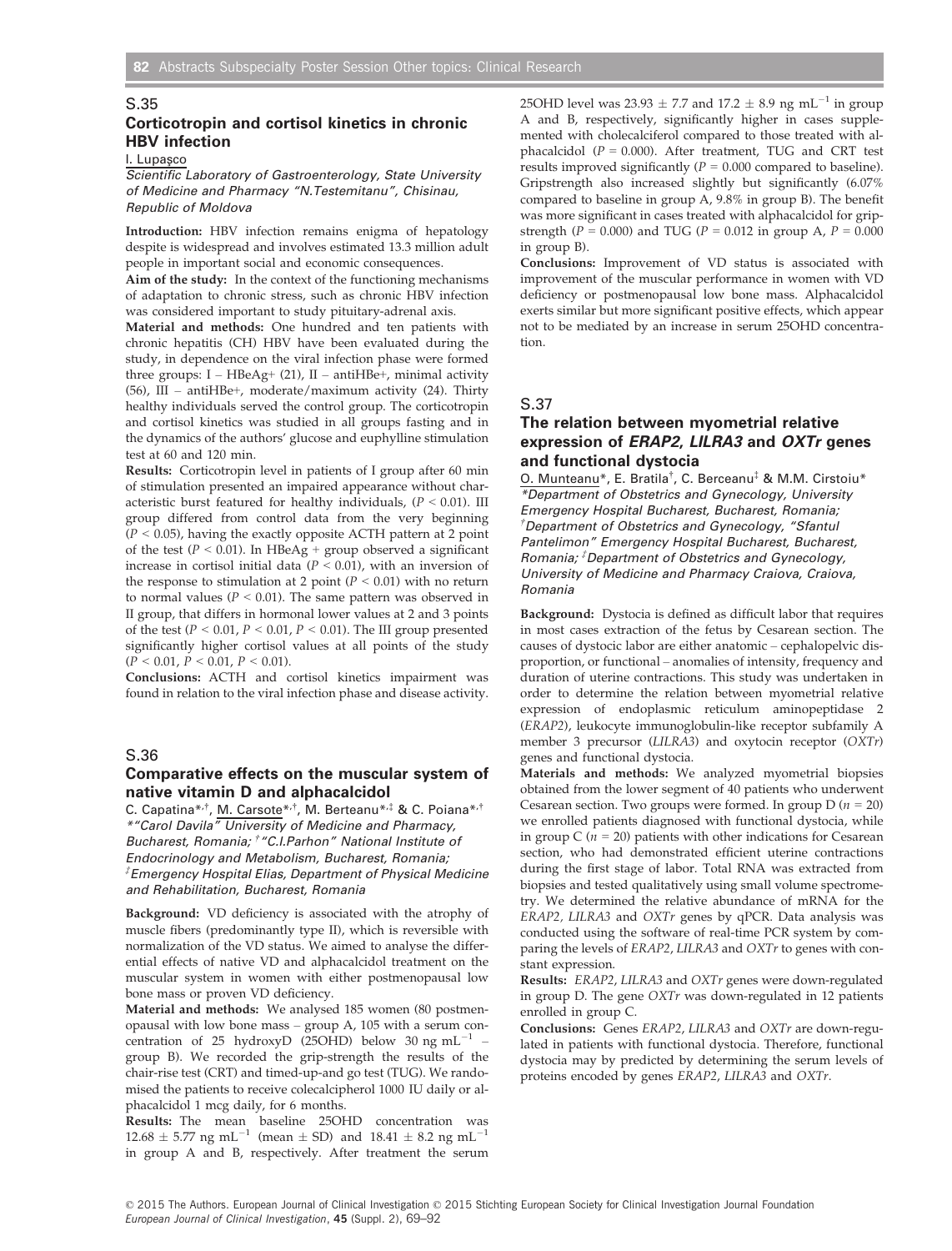## S.35

### Corticotropin and cortisol kinetics in chronic HBV infection

I. Lupaşco

*Scientific Laboratory of Gastroenterology, State University of Medicine and Pharmacy "N.Testemitanu", Chisinau, Republic of Moldova*

**Introduction:** HBV infection remains enigma of hepatology despite is widespread and involves estimated 13.3 million adult people in important social and economic consequences.

**Aim of the study:** In the context of the functioning mechanisms of adaptation to chronic stress, such as chronic HBV infection was considered important to study pituitary-adrenal axis.

**Material and methods:** One hundred and ten patients with chronic hepatitis (CH) HBV have been evaluated during the study, in dependence on the viral infection phase were formed three groups: I – HBeAg+ (21), II – antiHBe+, minimal activity (56), III – antiHBe+, moderate/maximum activity (24). Thirty healthy individuals served the control group. The corticotropin and cortisol kinetics was studied in all groups fasting and in the dynamics of the authors' glucose and euphylline stimulation test at 60 and 120 min.

**Results:** Corticotropin level in patients of I group after 60 min of stimulation presented an impaired appearance without characteristic burst featured for healthy individuals, ($P < 0.01$). III group differed from control data from the very beginning ($P < 0.05$), having the exactly opposite ACTH pattern at 2 point of the test ($P < 0.01$). In HBeAg + group observed a significant increase in cortisol initial data ($P < 0.01$), with an inversion of the response to stimulation at 2 point ($P < 0.01$) with no return to normal values ($P < 0.01$). The same pattern was observed in II group, that differs in hormonal lower values at 2 and 3 points of the test ($P < 0.01$, $P < 0.01$, $P < 0.01$). The III group presented significantly higher cortisol values at all points of the study ($P < 0.01$, $P < 0.01$, $P < 0.01$).

**Conclusions:** ACTH and cortisol kinetics impairment was found in relation to the viral infection phase and disease activity.

## S.36

### Comparative effects on the muscular system of native vitamin D and alphacalcidol

C. Capatina*[,†], M. Carsote*[,†], M. Berteanu*[,‡] & C. Poiana*[,†]

*\*"Carol Davila" University of Medicine and Pharmacy, Bucharest, Romania; [†]"C.I.Parhon" National Institute of Endocrinology and Metabolism, Bucharest, Romania; [‡]Emergency Hospital Elias, Department of Physical Medicine and Rehabilitation, Bucharest, Romania*

**Background:** VD deficiency is associated with the atrophy of muscle fibers (predominantly type II), which is reversible with normalization of the VD status. We aimed to analyse the differential effects of native VD and alphacalcidol treatment on the muscular system in women with either postmenopausal low bone mass or proven VD deficiency.

**Material and methods:** We analysed 185 women (80 postmenopausal with low bone mass – group A, 105 with a serum concentration of 25 hydroxyD (25OHD) below 30 ng mL$^{-1}$ – group B). We recorded the grip-strength the results of the chair-rise test (CRT) and timed-up-and go test (TUG). We randomised the patients to receive colecalcipherol 1000 IU daily or alphacalcidol 1 mcg daily, for 6 months.

**Results:** The mean baseline 25OHD concentration was $12.68 \pm 5.77$ ng mL$^{-1}$ (mean ± SD) and $18.41 \pm 8.2$ ng mL$^{-1}$ in group A and B, respectively. After treatment the serum 25OHD level was $23.93 \pm 7.7$ and $17.2 \pm 8.9$ ng mL$^{-1}$ in group A and B, respectively, significantly higher in cases supplemented with cholecalciferol compared to those treated with alphacalcidol ($P = 0.000$). After treatment, TUG and CRT test results improved significantly ($P = 0.000$ compared to baseline). Gripstrength also increased slightly but significantly (6.07% compared to baseline in group A, 9.8% in group B). The benefit was more significant in cases treated with alphacalcidol for gripstrength ($P = 0.000$) and TUG ($P = 0.012$ in group A, $P = 0.000$ in group B).

**Conclusions:** Improvement of VD status is associated with improvement of the muscular performance in women with VD deficiency or postmenopausal low bone mass. Alphacalcidol exerts similar but more significant positive effects, which appear not to be mediated by an increase in serum 25OHD concentration.

## S.37

### The relation between myometrial relative expression of *ERAP2*, *LILRA3* and *OXTr* genes and functional dystocia

O. Munteanu*, E. Bratila[†], C. Berceanu[‡] & M.M. Cirstoiu*

*\*Department of Obstetrics and Gynecology, University Emergency Hospital Bucharest, Bucharest, Romania; [†]Department of Obstetrics and Gynecology, "Sfantul Pantelimon" Emergency Hospital Bucharest, Bucharest, Romania; [‡]Department of Obstetrics and Gynecology, University of Medicine and Pharmacy Craiova, Craiova, Romania*

**Background:** Dystocia is defined as difficult labor that requires in most cases extraction of the fetus by Cesarean section. The causes of dystocic labor are either anatomic – cephalopelvic disproportion, or functional – anomalies of intensity, frequency and duration of uterine contractions. This study was undertaken in order to determine the relation between myometrial relative expression of endoplasmic reticulum aminopeptidase 2 (*ERAP2*), leukocyte immunoglobulin-like receptor subfamily A member 3 precursor (*LILRA3*) and oxytocin receptor (*OXTr*) genes and functional dystocia.

**Materials and methods:** We analyzed myometrial biopsies obtained from the lower segment of 40 patients who underwent Cesarean section. Two groups were formed. In group D ($n = 20$) we enrolled patients diagnosed with functional dystocia, while in group C ($n = 20$) patients with other indications for Cesarean section, who had demonstrated efficient uterine contractions during the first stage of labor. Total RNA was extracted from biopsies and tested qualitatively using small volume spectrometry. We determined the relative abundance of mRNA for the *ERAP2*, *LILRA3* and *OXTr* genes by qPCR. Data analysis was conducted using the software of real-time PCR system by comparing the levels of *ERAP2*, *LILRA3* and *OXTr* to genes with constant expression.

**Results:** *ERAP2*, *LILRA3* and *OXTr* genes were down-regulated in group D. The gene *OXTr* was down-regulated in 12 patients enrolled in group C.

**Conclusions:** Genes *ERAP2*, *LILRA3* and *OXTr* are down-regulated in patients with functional dystocia. Therefore, functional dystocia may by predicted by determining the serum levels of proteins encoded by genes *ERAP2*, *LILRA3* and *OXTr*.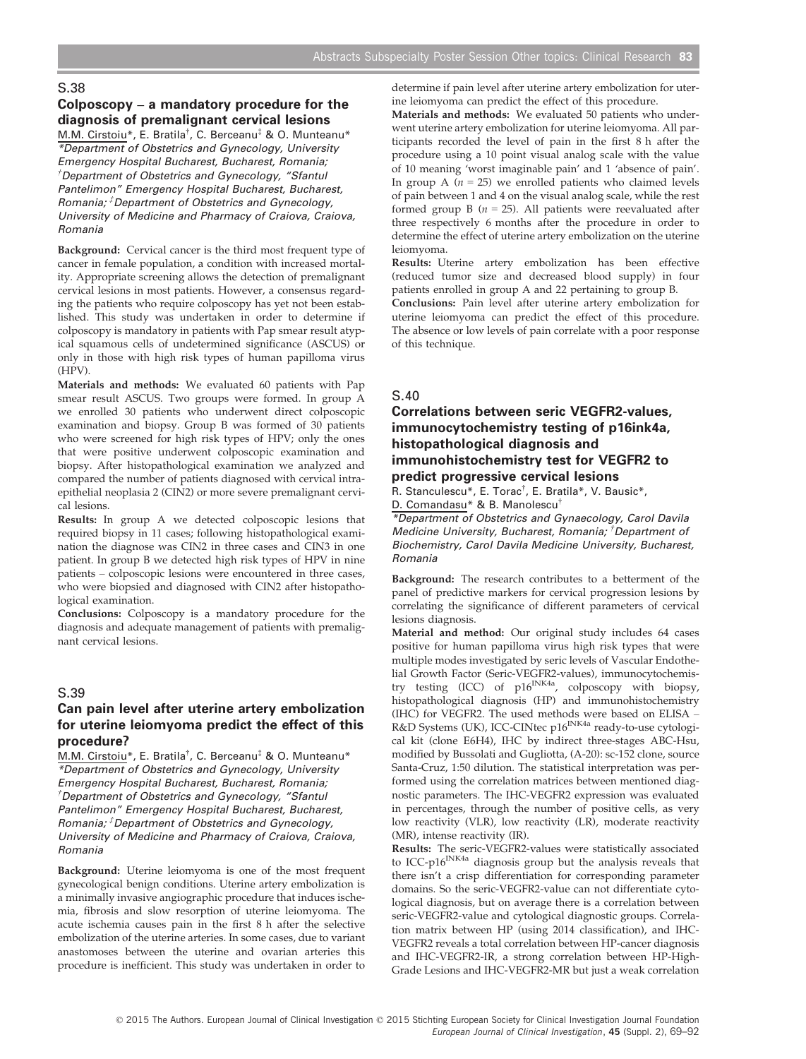## S.38

### Colposcopy – a mandatory procedure for the diagnosis of premalignant cervical lesions

M.M. Cirstoiu*, E. Bratila†, C. Berceanu‡ & O. Munteanu*

*Department of Obstetrics and Gynecology, University Emergency Hospital Bucharest, Bucharest, Romania; †Department of Obstetrics and Gynecology, "Sfantul Pantelimon" Emergency Hospital Bucharest, Bucharest, Romania; ‡Department of Obstetrics and Gynecology, University of Medicine and Pharmacy of Craiova, Craiova, Romania*

**Background:** Cervical cancer is the third most frequent type of cancer in female population, a condition with increased mortality. Appropriate screening allows the detection of premalignant cervical lesions in most patients. However, a consensus regarding the patients who require colposcopy has yet not been established. This study was undertaken in order to determine if colposcopy is mandatory in patients with Pap smear result atypical squamous cells of undetermined significance (ASCUS) or only in those with high risk types of human papilloma virus (HPV).

**Materials and methods:** We evaluated 60 patients with Pap smear result ASCUS. Two groups were formed. In group A we enrolled 30 patients who underwent direct colposcopic examination and biopsy. Group B was formed of 30 patients who were screened for high risk types of HPV; only the ones that were positive underwent colposcopic examination and biopsy. After histopathological examination we analyzed and compared the number of patients diagnosed with cervical intraepithelial neoplasia 2 (CIN2) or more severe premalignant cervical lesions.

**Results:** In group A we detected colposcopic lesions that required biopsy in 11 cases; following histopathological examination the diagnose was CIN2 in three cases and CIN3 in one patient. In group B we detected high risk types of HPV in nine patients – colposcopic lesions were encountered in three cases, who were biopsied and diagnosed with CIN2 after histopathological examination.

**Conclusions:** Colposcopy is a mandatory procedure for the diagnosis and adequate management of patients with premalignant cervical lesions.

## S.39

### Can pain level after uterine artery embolization for uterine leiomyoma predict the effect of this procedure?

M.M. Cirstoiu*, E. Bratila†, C. Berceanu‡ & O. Munteanu*

*Department of Obstetrics and Gynecology, University Emergency Hospital Bucharest, Bucharest, Romania; †Department of Obstetrics and Gynecology, "Sfantul Pantelimon" Emergency Hospital Bucharest, Bucharest, Romania; ‡Department of Obstetrics and Gynecology, University of Medicine and Pharmacy of Craiova, Craiova, Romania*

**Background:** Uterine leiomyoma is one of the most frequent gynecological benign conditions. Uterine artery embolization is a minimally invasive angiographic procedure that induces ischemia, fibrosis and slow resorption of uterine leiomyoma. The acute ischemia causes pain in the first 8 h after the selective embolization of the uterine arteries. In some cases, due to variant anastomoses between the uterine and ovarian arteries this procedure is inefficient. This study was undertaken in order to determine if pain level after uterine artery embolization for uterine leiomyoma can predict the effect of this procedure.

**Materials and methods:** We evaluated 50 patients who underwent uterine artery embolization for uterine leiomyoma. All participants recorded the level of pain in the first 8 h after the procedure using a 10 point visual analog scale with the value of 10 meaning 'worst imaginable pain' and 1 'absence of pain'. In group A ($n = 25$) we enrolled patients who claimed levels of pain between 1 and 4 on the visual analog scale, while the rest formed group B ($n = 25$). All patients were reevaluated after three respectively 6 months after the procedure in order to determine the effect of uterine artery embolization on the uterine leiomyoma.

**Results:** Uterine artery embolization has been effective (reduced tumor size and decreased blood supply) in four patients enrolled in group A and 22 pertaining to group B.

**Conclusions:** Pain level after uterine artery embolization for uterine leiomyoma can predict the effect of this procedure. The absence or low levels of pain correlate with a poor response of this technique.

## S.40

### Correlations between seric VEGFR2-values, immunocytochemistry testing of p16ink4a, histopathological diagnosis and immunohistochemistry test for VEGFR2 to predict progressive cervical lesions

R. Stanculescu*, E. Torac†, E. Bratila*, V. Bausic*, D. Comandasu* & B. Manolescu†

*Department of Obstetrics and Gynaecology, Carol Davila Medicine University, Bucharest, Romania; †Department of Biochemistry, Carol Davila Medicine University, Bucharest, Romania*

**Background:** The research contributes to a betterment of the panel of predictive markers for cervical progression lesions by correlating the significance of different parameters of cervical lesions diagnosis.

**Material and method:** Our original study includes 64 cases positive for human papilloma virus high risk types that were multiple modes investigated by seric levels of Vascular Endothelial Growth Factor (Seric-VEGFR2-values), immunocytochemistry testing (ICC) of $p16^{INK4a}$, colposcopy with biopsy, histopathological diagnosis (HP) and immunohistochemistry (IHC) for VEGFR2. The used methods were based on ELISA – R&D Systems (UK), ICC-CINtec $p16^{INK4a}$ ready-to-use cytological kit (clone E6H4), IHC by indirect three-stages ABC-Hsu, modified by Bussolati and Gugliotta, (A-20): sc-152 clone, source Santa-Cruz, 1:50 dilution. The statistical interpretation was performed using the correlation matrices between mentioned diagnostic parameters. The IHC-VEGFR2 expression was evaluated in percentages, through the number of positive cells, as very low reactivity (VLR), low reactivity (LR), moderate reactivity (MR), intense reactivity (IR).

**Results:** The seric-VEGFR2-values were statistically associated to ICC-$p16^{INK4a}$ diagnosis group but the analysis reveals that there isn't a crisp differentiation for corresponding parameter domains. So the seric-VEGFR2-value can not differentiate cytological diagnosis, but on average there is a correlation between seric-VEGFR2-value and cytological diagnostic groups. Correlation matrix between HP (using 2014 classification), and IHC-VEGFR2 reveals a total correlation between HP-cancer diagnosis and IHC-VEGFR2-IR, a strong correlation between HP-High-Grade Lesions and IHC-VEGFR2-MR but just a weak correlation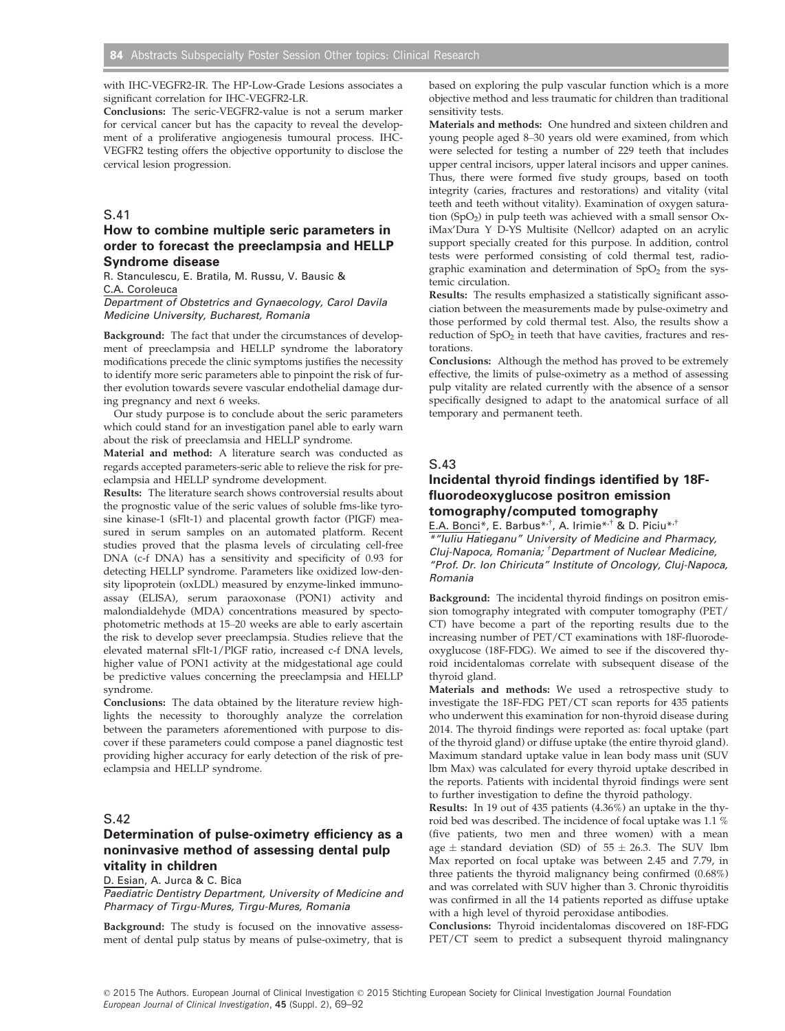with IHC-VEGFR2-IR. The HP-Low-Grade Lesions associates a significant correlation for IHC-VEGFR2-LR.

**Conclusions:** The seric-VEGFR2-value is not a serum marker for cervical cancer but has the capacity to reveal the development of a proliferative angiogenesis tumoural process. IHC-VEGFR2 testing offers the objective opportunity to disclose the cervical lesion progression.

## S.41

### How to combine multiple seric parameters in order to forecast the preeclampsia and HELLP Syndrome disease

R. Stanculescu, E. Bratila, M. Russu, V. Bausic & C.A. Coroleuca

*Department of Obstetrics and Gynaecology, Carol Davila Medicine University, Bucharest, Romania*

**Background:** The fact that under the circumstances of development of preeclampsia and HELLP syndrome the laboratory modifications precede the clinic symptoms justifies the necessity to identify more seric parameters able to pinpoint the risk of further evolution towards severe vascular endothelial damage during pregnancy and next 6 weeks.

Our study purpose is to conclude about the seric parameters which could stand for an investigation panel able to early warn about the risk of preeclamsia and HELLP syndrome.

**Material and method:** A literature search was conducted as regards accepted parameters-seric able to relieve the risk for preeclampsia and HELLP syndrome development.

**Results:** The literature search shows controversial results about the prognostic value of the seric values of soluble fms-like tyrosine kinase-1 (sFlt-1) and placental growth factor (PIGF) measured in serum samples on an automated platform. Recent studies proved that the plasma levels of circulating cell-free DNA (c-f DNA) has a sensitivity and specificity of 0.93 for detecting HELLP syndrome. Parameters like oxidized low-density lipoprotein (oxLDL) measured by enzyme-linked immunoassay (ELISA), serum paraoxonase (PON1) activity and malondialdehyde (MDA) concentrations measured by spectophotometric methods at 15–20 weeks are able to early ascertain the risk to develop sever preeclampsia. Studies relieve that the elevated maternal sFlt-1/PlGF ratio, increased c-f DNA levels, higher value of PON1 activity at the midgestational age could be predictive values concerning the preeclampsia and HELLP syndrome.

**Conclusions:** The data obtained by the literature review highlights the necessity to thoroughly analyze the correlation between the parameters aforementioned with purpose to discover if these parameters could compose a panel diagnostic test providing higher accuracy for early detection of the risk of preeclampsia and HELLP syndrome.

## S.42

### Determination of pulse-oximetry efficiency as a noninvasive method of assessing dental pulp vitality in children

D. Esian, A. Jurca & C. Bica

*Paediatric Dentistry Department, University of Medicine and Pharmacy of Tirgu-Mures, Tirgu-Mures, Romania*

**Background:** The study is focused on the innovative assessment of dental pulp status by means of pulse-oximetry, that is based on exploring the pulp vascular function which is a more objective method and less traumatic for children than traditional sensitivity tests.

**Materials and methods:** One hundred and sixteen children and young people aged 8–30 years old were examined, from which were selected for testing a number of 229 teeth that includes upper central incisors, upper lateral incisors and upper canines. Thus, there were formed five study groups, based on tooth integrity (caries, fractures and restorations) and vitality (vital teeth and teeth without vitality). Examination of oxygen saturation ($SpO_2$) in pulp teeth was achieved with a small sensor OxiMax'Dura Y D-YS Multisite (Nellcor) adapted on an acrylic support specially created for this purpose. In addition, control tests were performed consisting of cold thermal test, radiographic examination and determination of $SpO_2$ from the systemic circulation.

**Results:** The results emphasized a statistically significant association between the measurements made by pulse-oximetry and those performed by cold thermal test. Also, the results show a reduction of $SpO_2$ in teeth that have cavities, fractures and restorations.

**Conclusions:** Although the method has proved to be extremely effective, the limits of pulse-oximetry as a method of assessing pulp vitality are related currently with the absence of a sensor specifically designed to adapt to the anatomical surface of all temporary and permanent teeth.

## S.43

### Incidental thyroid findings identified by 18F-fluorodeoxyglucose positron emission tomography/computed tomography

E.A. Bonci[*], E. Barbus[*,†], A. Irimie[*,†] & D. Piciu[*,†]

[*]*"Iuliu Hatieganu" University of Medicine and Pharmacy, Cluj-Napoca, Romania;* [†]*Department of Nuclear Medicine, "Prof. Dr. Ion Chiricuta" Institute of Oncology, Cluj-Napoca, Romania*

**Background:** The incidental thyroid findings on positron emission tomography integrated with computer tomography (PET/CT) have become a part of the reporting results due to the increasing number of PET/CT examinations with 18F-fluorodeoxyglucose (18F-FDG). We aimed to see if the discovered thyroid incidentalomas correlate with subsequent disease of the thyroid gland.

**Materials and methods:** We used a retrospective study to investigate the 18F-FDG PET/CT scan reports for 435 patients who underwent this examination for non-thyroid disease during 2014. The thyroid findings were reported as: focal uptake (part of the thyroid gland) or diffuse uptake (the entire thyroid gland). Maximum standard uptake value in lean body mass unit (SUV lbm Max) was calculated for every thyroid uptake described in the reports. Patients with incidental thyroid findings were sent to further investigation to define the thyroid pathology.

**Results:** In 19 out of 435 patients (4.36%) an uptake in the thyroid bed was described. The incidence of focal uptake was 1.1 % (five patients, two men and three women) with a mean age $\pm$ standard deviation (SD) of $55 \pm 26.3$. The SUV lbm Max reported on focal uptake was between 2.45 and 7.79, in three patients the thyroid malignancy being confirmed (0.68%) and was correlated with SUV higher than 3. Chronic thyroiditis was confirmed in all the 14 patients reported as diffuse uptake with a high level of thyroid peroxidase antibodies.

**Conclusions:** Thyroid incidentalomas discovered on 18F-FDG PET/CT seem to predict a subsequent thyroid malignangcy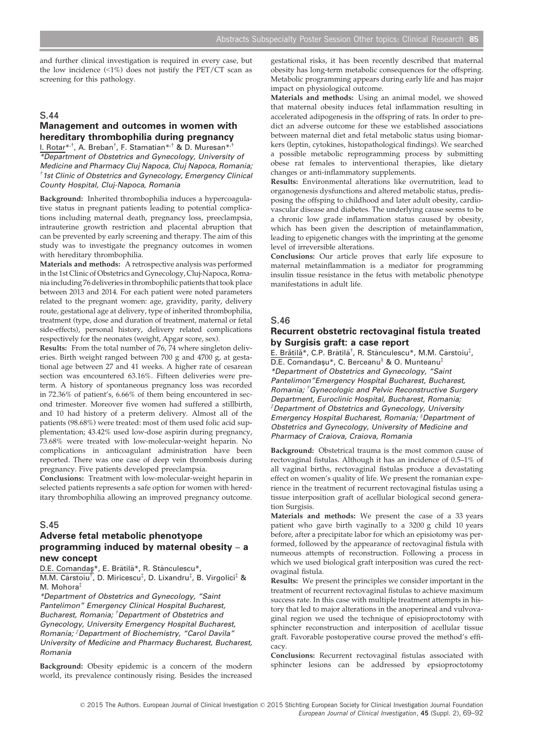and further clinical investigation is required in every case, but the low incidence (<1%) does not justify the PET/CT scan as screening for this pathology.

## S.44

### Management and outcomes in women with hereditary thrombophilia during pregnancy

I. Rotar*,†, A. Breban†, F. Stamatian*,† & D. Muresan*,†

*\*Department of Obstetrics and Gynecology, University of Medicine and Pharmacy Cluj Napoca, Cluj Napoca, Romania; †1st Clinic of Obstetrics and Gynecology, Emergency Clinical County Hospital, Cluj-Napoca, Romania*

**Background:** Inherited thrombophilia induces a hypercoagulative status in pregnant patients leading to potential complications including maternal death, pregnancy loss, preeclampsia, intrauterine growth restriction and placental abruption that can be prevented by early screening and therapy. The aim of this study was to investigate the pregnancy outcomes in women with hereditary thrombophilia.

**Materials and methods:** A retrospective analysis was performed in the 1st Clinic of Obstetrics and Gynecology, Cluj-Napoca, Romania including 76 deliveries in thrombophilic patients that took place between 2013 and 2014. For each patient were noted parameters related to the pregnant women: age, gravidity, parity, delivery route, gestational age at delivery, type of inherited thrombophilia, treatment (type, dose and duration of treatment, maternal or fetal side-effects), personal history, delivery related complications respectively for the neonates (weight, Apgar score, sex).

**Results:** From the total number of 76, 74 where singleton deliveries. Birth weight ranged between 700 g and 4700 g, at gestational age between 27 and 41 weeks. A higher rate of cesarean section was encountered 63.16%. Fifteen deliveries were preterm. A history of spontaneous pregnancy loss was recorded in 72.36% of patient's, 6.66% of them being encountered in second trimester. Moreover five women had suffered a stillbirth, and 10 had history of a preterm delivery. Almost all of the patients (98.68%) were treated: most of them used folic acid supplementation; 43.42% used low-dose aspirin during pregnancy, 73.68% were treated with low-molecular-weight heparin. No complications in anticoagulant administration have been reported. There was one case of deep vein thrombosis during pregnancy. Five patients developed preeclampsia.

**Conclusions:** Treatment with low-molecular-weight heparin in selected patients represents a safe option for women with hereditary thrombophilia allowing an improved pregnancy outcome.

## S.45

### Adverse fetal metabolic phenotyope programming induced by maternal obesity – a new concept

D.E. Comandaş*, E. Brătilă*, R. Stănculescu*, M.M. Cârstoiu†, D. Miricescu‡, D. Lixandru‡, B. Virgolici‡ & M. Mohora‡

*\*Department of Obstetrics and Gynecology, "Saint Pantelimon" Emergency Clinical Hospital Bucharest, Bucharest, Romania; †Department of Obstetrics and Gynecology, University Emergency Hospital Bucharest, Romania; ‡Department of Biochemistry, "Carol Davila" University of Medicine and Pharmacy Bucharest, Bucharest, Romania*

**Background:** Obesity epidemic is a concern of the modern world, its prevalence continously rising. Besides the increased gestational risks, it has been recently described that maternal obesity has long-term metabolic consequences for the offspring. Metabolic programming appears during early life and has major impact on physiological outcome.

**Materials and methods:** Using an animal model, we showed that maternal obesity induces fetal inflammation resulting in accelerated adipogenesis in the offspring of rats. In order to predict an adverse outcome for these we established associations between maternal diet and fetal metabolic status using biomarkers (leptin, cytokines, histopathological findings). We searched a possible metabolic reprogramming process by submitting obese rat females to interventional therapies, like dietary changes or anti-inflammatory supplements.

**Results:** Environmental alterations like overnutrition, lead to organogenesis dysfunctions and altered metabolic status, predisposing the offsping to childhood and later adult obesity, cardiovascular disease and diabetes. The underlying cause seems to be a chronic low grade inflammation status caused by obesity, which has been given the description of metainflammation, leading to epigenetic changes with the imprinting at the genome level of irreversible alterations.

**Conclusions:** Our article proves that early life exposure to maternal metainflammation is a mediator for programming insulin tissue resistance in the fetus with metabolic phenotype manifestations in adult life.

## S.46

### Recurrent obstetric rectovaginal fistula treated by Surgisis graft: a case report

E. Brătilă*, C.P. Brătilă†, R. Stănculescu*, M.M. Cârstoiu‡, D.E. Comandaşu*, C. Berceanu§ & O. Munteanu‡

*\*Department of Obstetrics and Gynecology, "Saint Pantelimon"Emergency Hospital Bucharest, Bucharest, Romania; †Gynecologic and Pelvic Reconstructive Surgery Department, Euroclinic Hospital, Bucharest, Romania; ‡Department of Obstetrics and Gynecology, University Emergency Hospital Bucharest, Romania; §Department of Obstetrics and Gynecology, University of Medicine and Pharmacy of Craiova, Craiova, Romania*

**Background:** Obstetrical trauma is the most common cause of rectovaginal fistulas. Although it has an incidence of 0.5–1% of all vaginal births, rectovaginal fistulas produce a devastating effect on women's quality of life. We present the romanian experience in the treatment of recurrent rectovaginal fistulas using a tissue interposition graft of acellular biological second generation Surgisis.

**Materials and methods:** We present the case of a 33 years patient who gave birth vaginally to a 3200 g child 10 years before, after a precipitate labor for which an episiotomy was performed, followed by the appearance of rectovaginal fistula with numeous attempts of reconstruction. Following a process in which we used biological graft interposition was cured the rectovaginal fistula.

**Results:** We present the principles we consider important in the treatment of recurrent rectovaginal fistulas to achieve maximum success rate. In this case with multiple treatment attempts in history that led to major alterations in the anoperineal and vulvovaginal region we used the technique of episioproctotomy with sphincter reconstruction and interposition of acellular tissue graft. Favorable postoperative course proved the method's efficacy.

**Conclusions:** Recurrent rectovaginal fistulas associated with sphincter lesions can be addressed by epsioproctotomy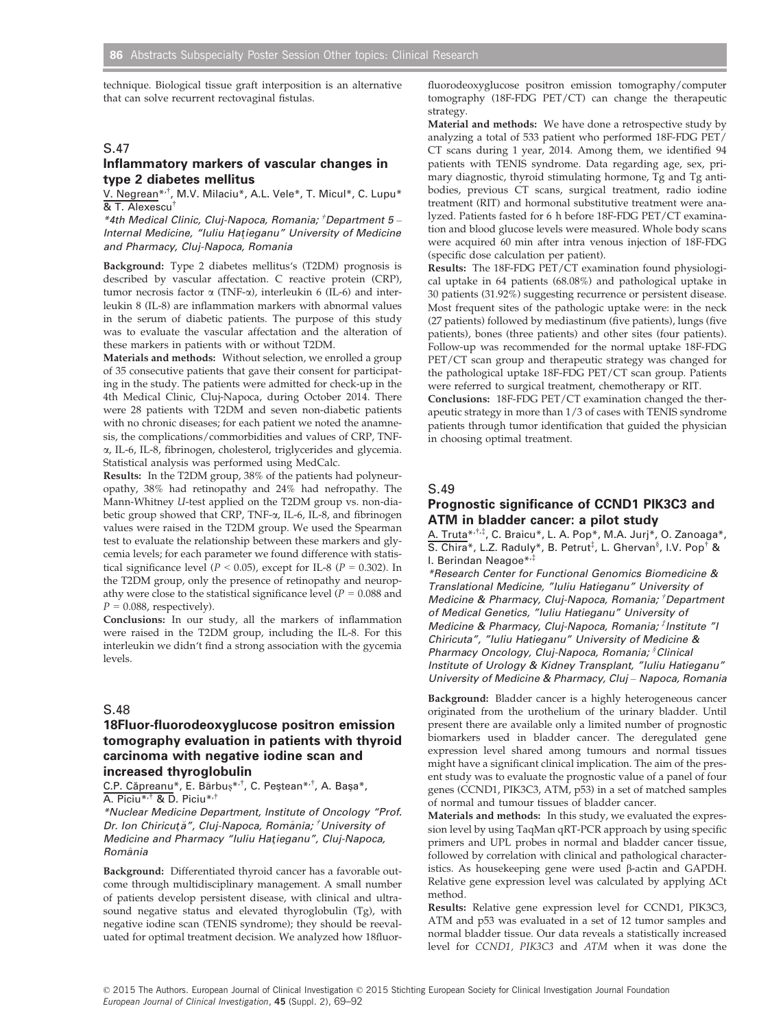technique. Biological tissue graft interposition is an alternative that can solve recurrent rectovaginal fistulas.

## S.47

### Inflammatory markers of vascular changes in type 2 diabetes mellitus

V. Negrean*,†, M.V. Milaciu*, A.L. Vele*, T. Micul*, C. Lupu* & T. Alexescu†

*\*4th Medical Clinic, Cluj-Napoca, Romania; †Department 5 – Internal Medicine, "Iuliu Hațieganu" University of Medicine and Pharmacy, Cluj-Napoca, Romania*

**Background:** Type 2 diabetes mellitus's (T2DM) prognosis is described by vascular affectation. C reactive protein (CRP), tumor necrosis factor α (TNF-α), interleukin 6 (IL-6) and interleukin 8 (IL-8) are inflammation markers with abnormal values in the serum of diabetic patients. The purpose of this study was to evaluate the vascular affectation and the alteration of these markers in patients with or without T2DM.

**Materials and methods:** Without selection, we enrolled a group of 35 consecutive patients that gave their consent for participating in the study. The patients were admitted for check-up in the 4th Medical Clinic, Cluj-Napoca, during October 2014. There were 28 patients with T2DM and seven non-diabetic patients with no chronic diseases; for each patient we noted the anamnesis, the complications/commorbidities and values of CRP, TNF-α, IL-6, IL-8, fibrinogen, cholesterol, triglycerides and glycemia. Statistical analysis was performed using MedCalc.

**Results:** In the T2DM group, 38% of the patients had polyneuropathy, 38% had retinopathy and 24% had nefropathy. The Mann-Whitney *U*-test applied on the T2DM group vs. non-diabetic group showed that CRP, TNF-α, IL-6, IL-8, and fibrinogen values were raised in the T2DM group. We used the Spearman test to evaluate the relationship between these markers and glycemia levels; for each parameter we found difference with statistical significance level ($P < 0.05$), except for IL-8 ($P = 0.302$). In the T2DM group, only the presence of retinopathy and neuropathy were close to the statistical significance level ($P = 0.088$ and $P = 0.088$, respectively).

**Conclusions:** In our study, all the markers of inflammation were raised in the T2DM group, including the IL-8. For this interleukin we didn't find a strong association with the gycemia levels.

## S.48

### 18Fluor-fluorodeoxyglucose positron emission tomography evaluation in patients with thyroid carcinoma with negative iodine scan and increased thyroglobulin

C.P. Căpreanu*, E. Bărbuş*,†, C. Peştean*,†, A. Başa*, A. Piciu*,† & D. Piciu*,†

*\*Nuclear Medicine Department, Institute of Oncology "Prof. Dr. Ion Chiricuță", Cluj-Napoca, România; †University of Medicine and Pharmacy "Iuliu Hațieganu", Cluj-Napoca, România*

**Background:** Differentiated thyroid cancer has a favorable outcome through multidisciplinary management. A small number of patients develop persistent disease, with clinical and ultrasound negative status and elevated thyroglobulin (Tg), with negative iodine scan (TENIS syndrome); they should be reevaluated for optimal treatment decision. We analyzed how 18fluorfluorodeoxyglucose positron emission tomography/computer tomography (18F-FDG PET/CT) can change the therapeutic strategy.

**Material and methods:** We have done a retrospective study by analyzing a total of 533 patient who performed 18F-FDG PET/CT scans during 1 year, 2014. Among them, we identified 94 patients with TENIS syndrome. Data regarding age, sex, primary diagnostic, thyroid stimulating hormone, Tg and Tg antibodies, previous CT scans, surgical treatment, radio iodine treatment (RIT) and hormonal substitutive treatment were analyzed. Patients fasted for 6 h before 18F-FDG PET/CT examination and blood glucose levels were measured. Whole body scans were acquired 60 min after intra venous injection of 18F-FDG (specific dose calculation per patient).

**Results:** The 18F-FDG PET/CT examination found physiological uptake in 64 patients (68.08%) and pathological uptake in 30 patients (31.92%) suggesting recurrence or persistent disease. Most frequent sites of the pathologic uptake were: in the neck (27 patients) followed by mediastinum (five patients), lungs (five patients), bones (three patients) and other sites (four patients). Follow-up was recommended for the normal uptake 18F-FDG PET/CT scan group and therapeutic strategy was changed for the pathological uptake 18F-FDG PET/CT scan group. Patients were referred to surgical treatment, chemotherapy or RIT.

**Conclusions:** 18F-FDG PET/CT examination changed the therapeutic strategy in more than 1/3 of cases with TENIS syndrome patients through tumor identification that guided the physician in choosing optimal treatment.

## S.49

### Prognostic significance of CCND1 PIK3C3 and ATM in bladder cancer: a pilot study

A. Truta*,†,‡, C. Braicu*, L. A. Pop*, M.A. Jurj*, O. Zanoaga*, S. Chira*, L.Z. Raduly*, B. Petrut‡, L. Ghervan§, I.V. Pop† & I. Berindan Neagoe*,‡

*\*Research Center for Functional Genomics Biomedicine & Translational Medicine, "Iuliu Hatieganu" University of Medicine & Pharmacy, Cluj-Napoca, Romania; †Department of Medical Genetics, "Iuliu Hatieganu" University of Medicine & Pharmacy, Cluj-Napoca, Romania; ‡Institute "I Chiricuta", "Iuliu Hatieganu" University of Medicine & Pharmacy Oncology, Cluj-Napoca, Romania; §Clinical Institute of Urology & Kidney Transplant, "Iuliu Hatieganu" University of Medicine & Pharmacy, Cluj – Napoca, Romania*

**Background:** Bladder cancer is a highly heterogeneous cancer originated from the urothelium of the urinary bladder. Until present there are available only a limited number of prognostic biomarkers used in bladder cancer. The deregulated gene expression level shared among tumours and normal tissues might have a significant clinical implication. The aim of the present study was to evaluate the prognostic value of a panel of four genes (CCND1, PIK3C3, ATM, p53) in a set of matched samples of normal and tumour tissues of bladder cancer.

**Materials and methods:** In this study, we evaluated the expression level by using TaqMan qRT-PCR approach by using specific primers and UPL probes in normal and bladder cancer tissue, followed by correlation with clinical and pathological characteristics. As housekeeping gene were used β-actin and GAPDH. Relative gene expression level was calculated by applying ΔCt method.

**Results:** Relative gene expression level for CCND1, PIK3C3, ATM and p53 was evaluated in a set of 12 tumor samples and normal bladder tissue. Our data reveals a statistically increased level for *CCND1*, *PIK3C3* and *ATM* when it was done the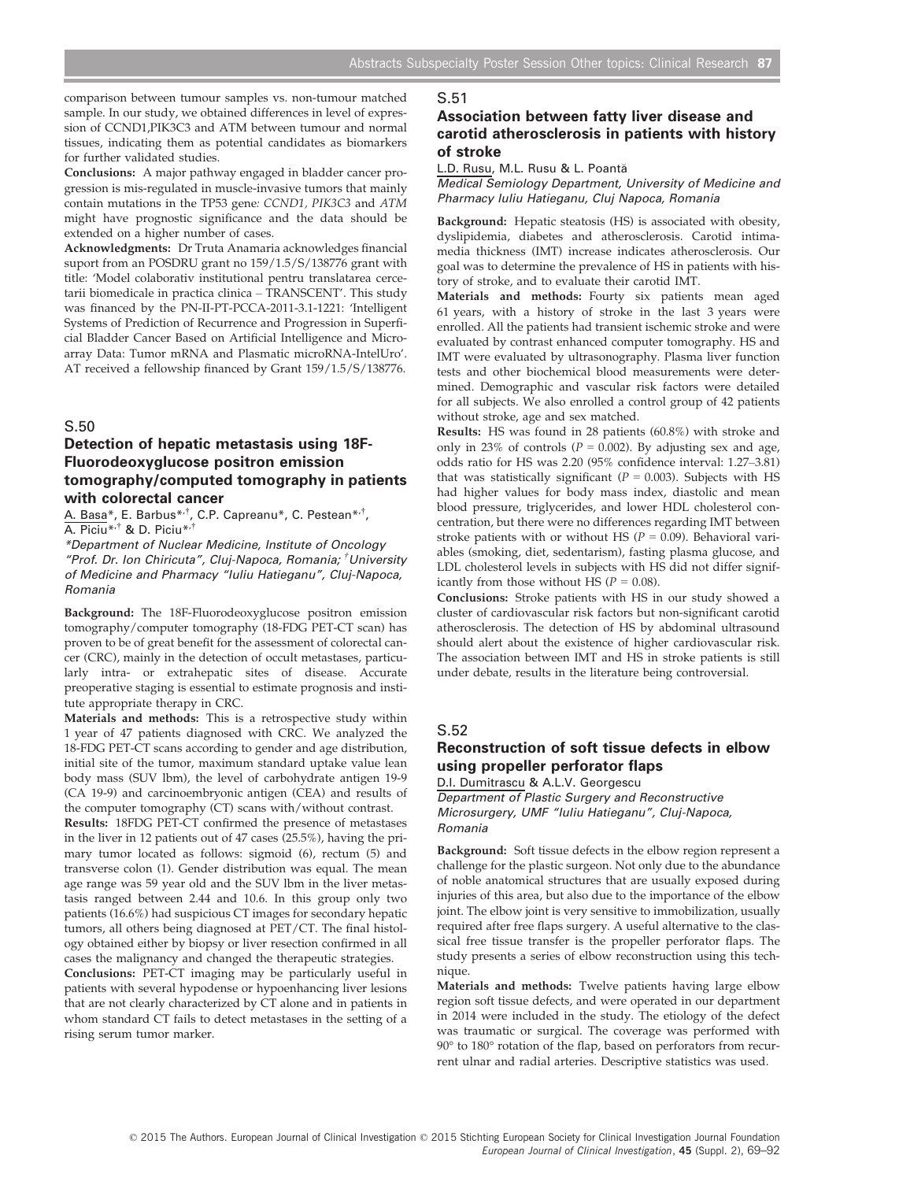comparison between tumour samples vs. non-tumour matched sample. In our study, we obtained differences in level of expression of CCND1,PIK3C3 and ATM between tumour and normal tissues, indicating them as potential candidates as biomarkers for further validated studies.

**Conclusions:** A major pathway engaged in bladder cancer progression is mis-regulated in muscle-invasive tumors that mainly contain mutations in the TP53 gene: *CCND1, PIK3C3* and *ATM* might have prognostic significance and the data should be extended on a higher number of cases.

**Acknowledgments:** Dr Truta Anamaria acknowledges financial suport from an POSDRU grant no 159/1.5/S/138776 grant with title: 'Model colaborativ institutional pentru translatarea cercetarii biomedicale in practica clinica – TRANSCENT'. This study was financed by the PN-II-PT-PCCA-2011-3.1-1221: 'Intelligent Systems of Prediction of Recurrence and Progression in Superficial Bladder Cancer Based on Artificial Intelligence and Microarray Data: Tumor mRNA and Plasmatic microRNA-IntelUro'. AT received a fellowship financed by Grant 159/1.5/S/138776.

## S.50

### Detection of hepatic metastasis using 18F-Fluorodeoxyglucose positron emission tomography/computed tomography in patients with colorectal cancer

A. Basa*, E. Barbus*[,†], C.P. Capreanu*, C. Pestean*[,†], A. Piciu*[,†] & D. Piciu*[,†]

*\*Department of Nuclear Medicine, Institute of Oncology "Prof. Dr. Ion Chiricuta", Cluj-Napoca, Romania; [†]University of Medicine and Pharmacy "Iuliu Hatieganu", Cluj-Napoca, Romania*

**Background:** The 18F-Fluorodeoxyglucose positron emission tomography/computer tomography (18-FDG PET-CT scan) has proven to be of great benefit for the assessment of colorectal cancer (CRC), mainly in the detection of occult metastases, particularly intra- or extrahepatic sites of disease. Accurate preoperative staging is essential to estimate prognosis and institute appropriate therapy in CRC.

**Materials and methods:** This is a retrospective study within 1 year of 47 patients diagnosed with CRC. We analyzed the 18-FDG PET-CT scans according to gender and age distribution, initial site of the tumor, maximum standard uptake value lean body mass (SUV lbm), the level of carbohydrate antigen 19-9 (CA 19-9) and carcinoembryonic antigen (CEA) and results of the computer tomography (CT) scans with/without contrast.

**Results:** 18FDG PET-CT confirmed the presence of metastases in the liver in 12 patients out of 47 cases (25.5%), having the primary tumor located as follows: sigmoid (6), rectum (5) and transverse colon (1). Gender distribution was equal. The mean age range was 59 year old and the SUV lbm in the liver metastasis ranged between 2.44 and 10.6. In this group only two patients (16.6%) had suspicious CT images for secondary hepatic tumors, all others being diagnosed at PET/CT. The final histology obtained either by biopsy or liver resection confirmed in all cases the malignancy and changed the therapeutic strategies.

**Conclusions:** PET-CT imaging may be particularly useful in patients with several hypodense or hypoenhancing liver lesions that are not clearly characterized by CT alone and in patients in whom standard CT fails to detect metastases in the setting of a rising serum tumor marker.

## S.51

### Association between fatty liver disease and carotid atherosclerosis in patients with history of stroke

L.D. Rusu, M.L. Rusu & L. Poantă

*Medical Semiology Department, University of Medicine and Pharmacy Iuliu Hatieganu, Cluj Napoca, Romania*

**Background:** Hepatic steatosis (HS) is associated with obesity, dyslipidemia, diabetes and atherosclerosis. Carotid intima-media thickness (IMT) increase indicates atherosclerosis. Our goal was to determine the prevalence of HS in patients with history of stroke, and to evaluate their carotid IMT.

**Materials and methods:** Fourty six patients mean aged 61 years, with a history of stroke in the last 3 years were enrolled. All the patients had transient ischemic stroke and were evaluated by contrast enhanced computer tomography. HS and IMT were evaluated by ultrasonography. Plasma liver function tests and other biochemical blood measurements were determined. Demographic and vascular risk factors were detailed for all subjects. We also enrolled a control group of 42 patients without stroke, age and sex matched.

**Results:** HS was found in 28 patients (60.8%) with stroke and only in 23% of controls ($P = 0.002$). By adjusting sex and age, odds ratio for HS was 2.20 (95% confidence interval: 1.27–3.81) that was statistically significant ($P = 0.003$). Subjects with HS had higher values for body mass index, diastolic and mean blood pressure, triglycerides, and lower HDL cholesterol concentration, but there were no differences regarding IMT between stroke patients with or without HS ($P = 0.09$). Behavioral variables (smoking, diet, sedentarism), fasting plasma glucose, and LDL cholesterol levels in subjects with HS did not differ significantly from those without HS ($P = 0.08$).

**Conclusions:** Stroke patients with HS in our study showed a cluster of cardiovascular risk factors but non-significant carotid atherosclerosis. The detection of HS by abdominal ultrasound should alert about the existence of higher cardiovascular risk. The association between IMT and HS in stroke patients is still under debate, results in the literature being controversial.

## S.52

### Reconstruction of soft tissue defects in elbow using propeller perforator flaps

D.I. Dumitrascu & A.L.V. Georgescu

*Department of Plastic Surgery and Reconstructive Microsurgery, UMF "Iuliu Hatieganu", Cluj-Napoca, Romania*

**Background:** Soft tissue defects in the elbow region represent a challenge for the plastic surgeon. Not only due to the abundance of noble anatomical structures that are usually exposed during injuries of this area, but also due to the importance of the elbow joint. The elbow joint is very sensitive to immobilization, usually required after free flaps surgery. A useful alternative to the classical free tissue transfer is the propeller perforator flaps. The study presents a series of elbow reconstruction using this technique.

**Materials and methods:** Twelve patients having large elbow region soft tissue defects, and were operated in our department in 2014 were included in the study. The etiology of the defect was traumatic or surgical. The coverage was performed with 90° to 180° rotation of the flap, based on perforators from recurrent ulnar and radial arteries. Descriptive statistics was used.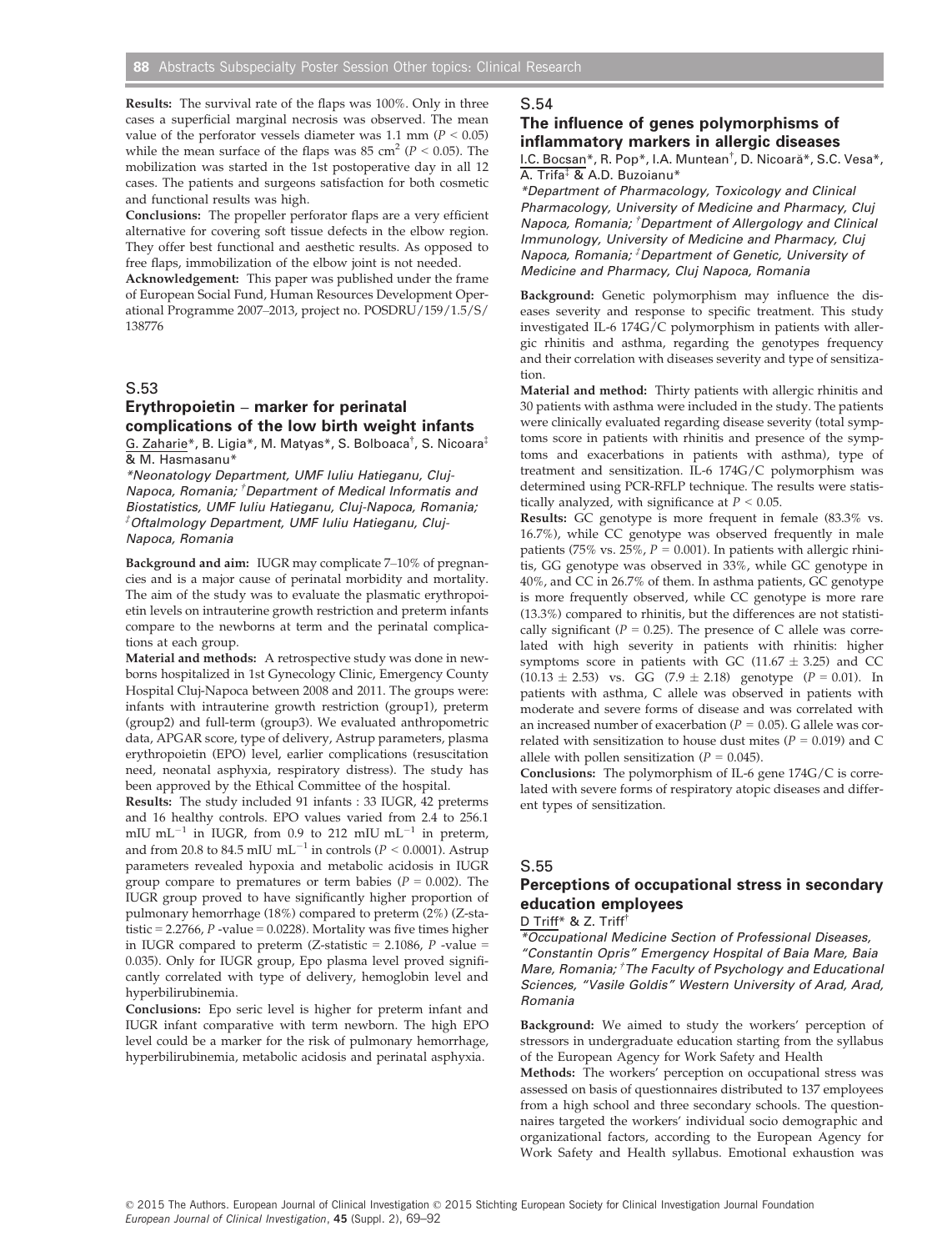**Results:** The survival rate of the flaps was 100%. Only in three cases a superficial marginal necrosis was observed. The mean value of the perforator vessels diameter was 1.1 mm ($P < 0.05$) while the mean surface of the flaps was 85 $cm^2$ ($P < 0.05$). The mobilization was started in the 1st postoperative day in all 12 cases. The patients and surgeons satisfaction for both cosmetic and functional results was high.

**Conclusions:** The propeller perforator flaps are a very efficient alternative for covering soft tissue defects in the elbow region. They offer best functional and aesthetic results. As opposed to free flaps, immobilization of the elbow joint is not needed.

**Acknowledgement:** This paper was published under the frame of European Social Fund, Human Resources Development Operational Programme 2007–2013, project no. POSDRU/159/1.5/S/138776

## S.53

### Erythropoietin – marker for perinatal complications of the low birth weight infants

G. Zaharie*, B. Ligia*, M. Matyas*, S. Bolboaca†, S. Nicoara‡ & M. Hasmasanu*

*Neonatology Department, UMF Iuliu Hatieganu, Cluj-Napoca, Romania; †Department of Medical Informatis and Biostatistics, UMF Iuliu Hatieganu, Cluj-Napoca, Romania; ‡Oftalmology Department, UMF Iuliu Hatieganu, Cluj-Napoca, Romania*

**Background and aim:** IUGR may complicate 7–10% of pregnancies and is a major cause of perinatal morbidity and mortality. The aim of the study was to evaluate the plasmatic erythropoietin levels on intrauterine growth restriction and preterm infants compare to the newborns at term and the perinatal complications at each group.

**Material and methods:** A retrospective study was done in newborns hospitalized in 1st Gynecology Clinic, Emergency County Hospital Cluj-Napoca between 2008 and 2011. The groups were: infants with intrauterine growth restriction (group1), preterm (group2) and full-term (group3). We evaluated anthropometric data, APGAR score, type of delivery, Astrup parameters, plasma erythropoietin (EPO) level, earlier complications (resuscitation need, neonatal asphyxia, respiratory distress). The study has been approved by the Ethical Committee of the hospital.

**Results:** The study included 91 infants : 33 IUGR, 42 preterms and 16 healthy controls. EPO values varied from 2.4 to 256.1 mIU $mL^{-1}$ in IUGR, from 0.9 to 212 mIU $mL^{-1}$ in preterm, and from 20.8 to 84.5 mIU $mL^{-1}$ in controls ($P < 0.0001$). Astrup parameters revealed hypoxia and metabolic acidosis in IUGR group compare to prematures or term babies ($P = 0.002$). The IUGR group proved to have significantly higher proportion of pulmonary hemorrhage (18%) compared to preterm (2%) (Z-statistic = 2.2766, $P$ -value = 0.0228). Mortality was five times higher in IUGR compared to preterm (Z-statistic = 2.1086, $P$ -value = 0.035). Only for IUGR group, Epo plasma level proved significantly correlated with type of delivery, hemoglobin level and hyperbilirubinemia.

**Conclusions:** Epo seric level is higher for preterm infant and IUGR infant comparative with term newborn. The high EPO level could be a marker for the risk of pulmonary hemorrhage, hyperbilirubinemia, metabolic acidosis and perinatal asphyxia.

## S.54

### The influence of genes polymorphisms of inflammatory markers in allergic diseases

I.C. Bocsan*, R. Pop*, I.A. Muntean†, D. Nicoară*, S.C. Vesa*, A. Trifa‡ & A.D. Buzoianu*

*Department of Pharmacology, Toxicology and Clinical Pharmacology, University of Medicine and Pharmacy, Cluj Napoca, Romania; †Department of Allergology and Clinical Immunology, University of Medicine and Pharmacy, Cluj Napoca, Romania; ‡Department of Genetic, University of Medicine and Pharmacy, Cluj Napoca, Romania*

**Background:** Genetic polymorphism may influence the diseases severity and response to specific treatment. This study investigated IL-6 174G/C polymorphism in patients with allergic rhinitis and asthma, regarding the genotypes frequency and their correlation with diseases severity and type of sensitization.

**Material and method:** Thirty patients with allergic rhinitis and 30 patients with asthma were included in the study. The patients were clinically evaluated regarding disease severity (total symptoms score in patients with rhinitis and presence of the symptoms and exacerbations in patients with asthma), type of treatment and sensitization. IL-6 174G/C polymorphism was determined using PCR-RFLP technique. The results were statistically analyzed, with significance at $P < 0.05$.

**Results:** GC genotype is more frequent in female (83.3% vs. 16.7%), while CC genotype was observed frequently in male patients (75% vs. 25%, $P = 0.001$). In patients with allergic rhinitis, GG genotype was observed in 33%, while GC genotype in 40%, and CC in 26.7% of them. In asthma patients, GC genotype is more frequently observed, while CC genotype is more rare (13.3%) compared to rhinitis, but the differences are not statistically significant ($P = 0.25$). The presence of C allele was correlated with high severity in patients with rhinitis: higher symptoms score in patients with GC ($11.67 \pm 3.25$) and CC ($10.13 \pm 2.53$) vs. GG ($7.9 \pm 2.18$) genotype ($P = 0.01$). In patients with asthma, C allele was observed in patients with moderate and severe forms of disease and was correlated with an increased number of exacerbation ($P = 0.05$). G allele was correlated with sensitization to house dust mites ($P = 0.019$) and C allele with pollen sensitization ($P = 0.045$).

**Conclusions:** The polymorphism of IL-6 gene 174G/C is correlated with severe forms of respiratory atopic diseases and different types of sensitization.

## S.55

### Perceptions of occupational stress in secondary education employees

D Triff* & Z. Triff†

*Occupational Medicine Section of Professional Diseases, "Constantin Opris" Emergency Hospital of Baia Mare, Baia Mare, Romania; †The Faculty of Psychology and Educational Sciences, "Vasile Goldis" Western University of Arad, Arad, Romania*

**Background:** We aimed to study the workers' perception of stressors in undergraduate education starting from the syllabus of the European Agency for Work Safety and Health

**Methods:** The workers' perception on occupational stress was assessed on basis of questionnaires distributed to 137 employees from a high school and three secondary schools. The questionnaires targeted the workers' individual socio demographic and organizational factors, according to the European Agency for Work Safety and Health syllabus. Emotional exhaustion was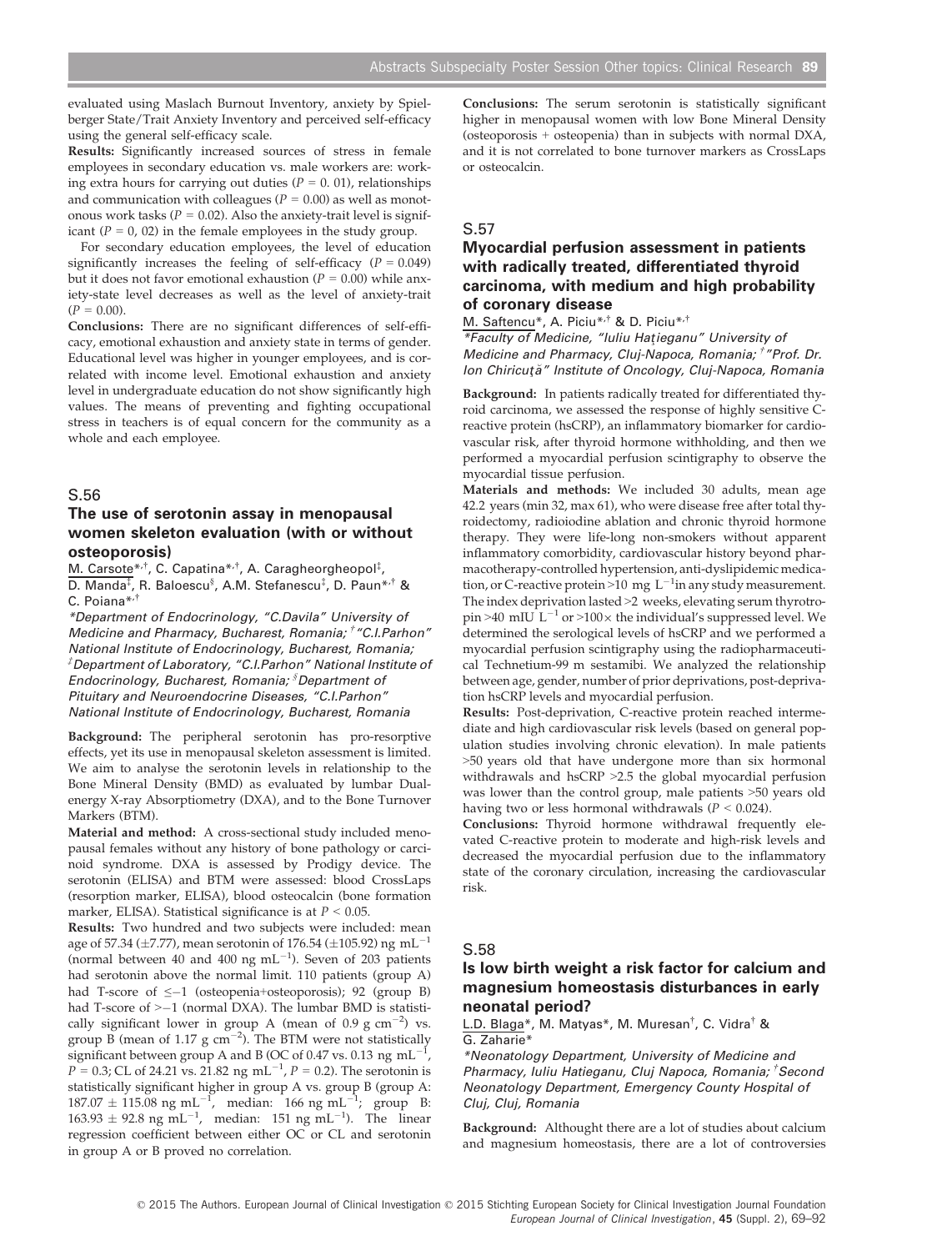evaluated using Maslach Burnout Inventory, anxiety by Spielberger State/Trait Anxiety Inventory and perceived self-efficacy using the general self-efficacy scale.

**Results:** Significantly increased sources of stress in female employees in secondary education vs. male workers are: working extra hours for carrying out duties ($P$ = 0. 01), relationships and communication with colleagues ($P$ = 0.00) as well as monotonous work tasks ($P$ = 0.02). Also the anxiety-trait level is significant ($P$ = 0, 02) in the female employees in the study group.

For secondary education employees, the level of education significantly increases the feeling of self-efficacy ($P$ = 0.049) but it does not favor emotional exhaustion ($P$ = 0.00) while anxiety-state level decreases as well as the level of anxiety-trait ($P$ = 0.00).

**Conclusions:** There are no significant differences of self-efficacy, emotional exhaustion and anxiety state in terms of gender. Educational level was higher in younger employees, and is correlated with income level. Emotional exhaustion and anxiety level in undergraduate education do not show significantly high values. The means of preventing and fighting occupational stress in teachers is of equal concern for the community as a whole and each employee.

## S.56

### The use of serotonin assay in menopausal women skeleton evaluation (with or without osteoporosis)

M. Carsote*,†, C. Capatina*,†, A. Caragheorgheopol‡, D. Manda‡, R. Baloescu§, A.M. Stefanescu‡, D. Paun*,† & C. Poiana*,†

*\*Department of Endocrinology, "C.Davila" University of Medicine and Pharmacy, Bucharest, Romania; †"C.I.Parhon" National Institute of Endocrinology, Bucharest, Romania; ‡Department of Laboratory, "C.I.Parhon" National Institute of Endocrinology, Bucharest, Romania; §Department of Pituitary and Neuroendocrine Diseases, "C.I.Parhon" National Institute of Endocrinology, Bucharest, Romania*

**Background:** The peripheral serotonin has pro-resorptive effects, yet its use in menopausal skeleton assessment is limited. We aim to analyse the serotonin levels in relationship to the Bone Mineral Density (BMD) as evaluated by lumbar Dual-energy X-ray Absorptiometry (DXA), and to the Bone Turnover Markers (BTM).

**Material and method:** A cross-sectional study included menopausal females without any history of bone pathology or carcinoid syndrome. DXA is assessed by Prodigy device. The serotonin (ELISA) and BTM were assessed: blood CrossLaps (resorption marker, ELISA), blood osteocalcin (bone formation marker, ELISA). Statistical significance is at $P < 0.05$.

**Results:** Two hundred and two subjects were included: mean age of 57.34 (±7.77), mean serotonin of 176.54 (±105.92) ng mL$^{-1}$ (normal between 40 and 400 ng mL$^{-1}$). Seven of 203 patients had serotonin above the normal limit. 110 patients (group A) had T-score of ≤−1 (osteopenia+osteoporosis); 92 (group B) had T-score of >−1 (normal DXA). The lumbar BMD is statistically significant lower in group A (mean of 0.9 g cm$^{-2}$) vs. group B (mean of 1.17 g cm$^{-2}$). The BTM were not statistically significant between group A and B (OC of 0.47 vs. 0.13 ng mL$^{-1}$, $P$ = 0.3; CL of 24.21 vs. 21.82 ng mL$^{-1}$, $P$ = 0.2). The serotonin is statistically significant higher in group A vs. group B (group A: 187.07 ± 115.08 ng mL$^{-1}$, median: 166 ng mL$^{-1}$; group B: 163.93 ± 92.8 ng mL$^{-1}$, median: 151 ng mL$^{-1}$). The linear regression coefficient between either OC or CL and serotonin in group A or B proved no correlation.

**Conclusions:** The serum serotonin is statistically significant higher in menopausal women with low Bone Mineral Density (osteoporosis + osteopenia) than in subjects with normal DXA, and it is not correlated to bone turnover markers as CrossLaps or osteocalcin.

## S.57

### Myocardial perfusion assessment in patients with radically treated, differentiated thyroid carcinoma, with medium and high probability of coronary disease

M. Saftencu*, A. Piciu*,† & D. Piciu*,†

*\*Faculty of Medicine, "Iuliu Hațieganu" University of Medicine and Pharmacy, Cluj-Napoca, Romania; †"Prof. Dr. Ion Chiricuță" Institute of Oncology, Cluj-Napoca, Romania*

**Background:** In patients radically treated for differentiated thyroid carcinoma, we assessed the response of highly sensitive C-reactive protein (hsCRP), an inflammatory biomarker for cardiovascular risk, after thyroid hormone withholding, and then we performed a myocardial perfusion scintigraphy to observe the myocardial tissue perfusion.

**Materials and methods:** We included 30 adults, mean age 42.2 years (min 32, max 61), who were disease free after total thyroidectomy, radioiodine ablation and chronic thyroid hormone therapy. They were life-long non-smokers without apparent inflammatory comorbidity, cardiovascular history beyond pharmacotherapy-controlled hypertension, anti-dyslipidemic medication, or C-reactive protein >10 mg L$^{-1}$in any study measurement. The index deprivation lasted >2 weeks, elevating serum thyrotropin >40 mIU L$^{-1}$ or >100× the individual's suppressed level. We determined the serological levels of hsCRP and we performed a myocardial perfusion scintigraphy using the radiopharmaceutical Technetium-99 m sestamibi. We analyzed the relationship between age, gender, number of prior deprivations, post-deprivation hsCRP levels and myocardial perfusion.

**Results:** Post-deprivation, C-reactive protein reached intermediate and high cardiovascular risk levels (based on general population studies involving chronic elevation). In male patients >50 years old that have undergone more than six hormonal withdrawals and hsCRP >2.5 the global myocardial perfusion was lower than the control group, male patients >50 years old having two or less hormonal withdrawals ($P < 0.024$).

**Conclusions:** Thyroid hormone withdrawal frequently elevated C-reactive protein to moderate and high-risk levels and decreased the myocardial perfusion due to the inflammatory state of the coronary circulation, increasing the cardiovascular risk.

## S.58

### Is low birth weight a risk factor for calcium and magnesium homeostasis disturbances in early neonatal period?

L.D. Blaga*, M. Matyas*, M. Muresan†, C. Vidra† & G. Zaharie*

*\*Neonatology Department, University of Medicine and Pharmacy, Iuliu Hatieganu, Cluj Napoca, Romania; †Second Neonatology Department, Emergency County Hospital of Cluj, Cluj, Romania*

**Background:** Althought there are a lot of studies about calcium and magnesium homeostasis, there are a lot of controversies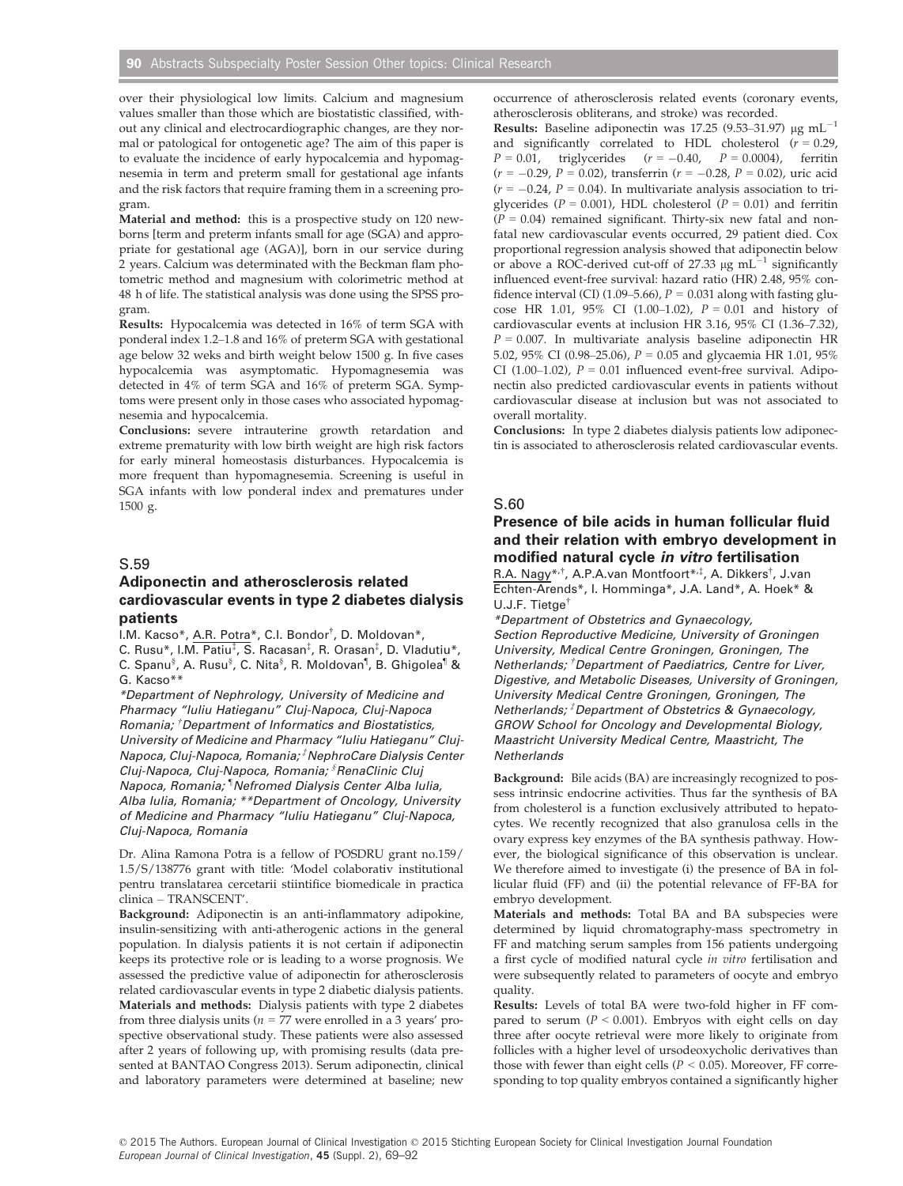over their physiological low limits. Calcium and magnesium values smaller than those which are biostatistic classified, without any clinical and electrocardiographic changes, are they normal or patological for ontogenetic age? The aim of this paper is to evaluate the incidence of early hypocalcemia and hypomagnesemia in term and preterm small for gestational age infants and the risk factors that require framing them in a screening program.

**Material and method:** this is a prospective study on 120 newborns [term and preterm infants small for age (SGA) and appropriate for gestational age (AGA)], born in our service during 2 years. Calcium was determinated with the Beckman flam photometric method and magnesium with colorimetric method at 48 h of life. The statistical analysis was done using the SPSS program.

**Results:** Hypocalcemia was detected in 16% of term SGA with ponderal index 1.2–1.8 and 16% of preterm SGA with gestational age below 32 weks and birth weight below 1500 g. In five cases hypocalcemia was asymptomatic. Hypomagnesemia was detected in 4% of term SGA and 16% of preterm SGA. Symptoms were present only in those cases who associated hypomagnesemia and hypocalcemia.

**Conclusions:** severe intrauterine growth retardation and extreme prematurity with low birth weight are high risk factors for early mineral homeostasis disturbances. Hypocalcemia is more frequent than hypomagnesemia. Screening is useful in SGA infants with low ponderal index and prematures under 1500 g.

## S.59

### Adiponectin and atherosclerosis related cardiovascular events in type 2 diabetes dialysis patients

I.M. Kacso*, A.R. Potra*, C.I. Bondor[†], D. Moldovan*, C. Rusu*, I.M. Patiu[‡], S. Racasan[‡], R. Orasan[‡], D. Vladutiu*, C. Spanu[§], A. Rusu[§], C. Nita[§], R. Moldovan[¶], B. Ghigolea[¶] & G. Kacso**

*\*Department of Nephrology, University of Medicine and Pharmacy "Iuliu Hatieganu" Cluj-Napoca, Cluj-Napoca Romania; [†]Department of Informatics and Biostatistics, University of Medicine and Pharmacy "Iuliu Hatieganu" Cluj-Napoca, Cluj-Napoca, Romania; [‡]NephroCare Dialysis Center Cluj-Napoca, Cluj-Napoca, Romania; [§]RenaClinic Cluj Napoca, Cluj-Napoca, Romania; [¶]Nefromed Dialysis Center Alba Iulia, Alba Iulia, Romania; \*\*Department of Oncology, University of Medicine and Pharmacy "Iuliu Hatieganu" Cluj-Napoca, Cluj-Napoca, Romania*

Dr. Alina Ramona Potra is a fellow of POSDRU grant no.159/1.5/S/138776 grant with title: 'Model colaborativ institutional pentru translatarea cercetarii stiintifice biomedicale in practica clinica – TRANSCENT'.

**Background:** Adiponectin is an anti-inflammatory adipokine, insulin-sensitizing with anti-atherogenic actions in the general population. In dialysis patients it is not certain if adiponectin keeps its protective role or is leading to a worse prognosis. We assessed the predictive value of adiponectin for atherosclerosis related cardiovascular events in type 2 diabetic dialysis patients.

**Materials and methods:** Dialysis patients with type 2 diabetes from three dialysis units ($n = 77$ were enrolled in a 3 years' prospective observational study. These patients were also assessed after 2 years of following up, with promising results (data presented at BANTAO Congress 2013). Serum adiponectin, clinical and laboratory parameters were determined at baseline; new occurrence of atherosclerosis related events (coronary events, atherosclerosis obliterans, and stroke) was recorded.

**Results:** Baseline adiponectin was 17.25 (9.53–31.97) μg mL$^{-1}$ and significantly correlated to HDL cholesterol ($r = 0.29$, $P = 0.01$, triglycerides ($r = -0.40$, $P = 0.0004$), ferritin ($r = -0.29$, $P = 0.02$), transferrin ($r = -0.28$, $P = 0.02$), uric acid ($r = -0.24$, $P = 0.04$). In multivariate analysis association to triglycerides ($P = 0.001$), HDL cholesterol ($P = 0.01$) and ferritin ($P = 0.04$) remained significant. Thirty-six new fatal and non-fatal new cardiovascular events occurred, 29 patient died. Cox proportional regression analysis showed that adiponectin below or above a ROC-derived cut-off of 27.33 μg mL$^{-1}$ significantly influenced event-free survival: hazard ratio (HR) 2.48, 95% confidence interval (CI) (1.09–5.66), $P = 0.031$ along with fasting glucose HR 1.01, 95% CI (1.00–1.02), $P = 0.01$ and history of cardiovascular events at inclusion HR 3.16, 95% CI (1.36–7.32), $P = 0.007$. In multivariate analysis baseline adiponectin HR 5.02, 95% CI (0.98–25.06), $P = 0.05$ and glycaemia HR 1.01, 95% CI (1.00–1.02), $P = 0.01$ influenced event-free survival. Adiponectin also predicted cardiovascular events in patients without cardiovascular disease at inclusion but was not associated to overall mortality.

**Conclusions:** In type 2 diabetes dialysis patients low adiponectin is associated to atherosclerosis related cardiovascular events.

## S.60

### Presence of bile acids in human follicular fluid and their relation with embryo development in modified natural cycle *in vitro* fertilisation

R.A. Nagy*[,†], A.P.A.van Montfoort*[,‡], A. Dikkers[†], J.van Echten-Arends*, I. Homminga*, J.A. Land*, A. Hoek* & U.J.F. Tietge[†]

*\*Department of Obstetrics and Gynaecology, Section Reproductive Medicine, University of Groningen University, Medical Centre Groningen, Groningen, The Netherlands; [†]Department of Paediatrics, Centre for Liver, Digestive, and Metabolic Diseases, University of Groningen, University Medical Centre Groningen, Groningen, The Netherlands; [‡]Department of Obstetrics & Gynaecology, GROW School for Oncology and Developmental Biology, Maastricht University Medical Centre, Maastricht, The Netherlands*

**Background:** Bile acids (BA) are increasingly recognized to possess intrinsic endocrine activities. Thus far the synthesis of BA from cholesterol is a function exclusively attributed to hepatocytes. We recently recognized that also granulosa cells in the ovary express key enzymes of the BA synthesis pathway. However, the biological significance of this observation is unclear. We therefore aimed to investigate (i) the presence of BA in follicular fluid (FF) and (ii) the potential relevance of FF-BA for embryo development.

**Materials and methods:** Total BA and BA subspecies were determined by liquid chromatography-mass spectrometry in FF and matching serum samples from 156 patients undergoing a first cycle of modified natural cycle *in vitro* fertilisation and were subsequently related to parameters of oocyte and embryo quality.

**Results:** Levels of total BA were two-fold higher in FF compared to serum ($P < 0.001$). Embryos with eight cells on day three after oocyte retrieval were more likely to originate from follicles with a higher level of ursodeoxycholic derivatives than those with fewer than eight cells ($P < 0.05$). Moreover, FF corresponding to top quality embryos contained a significantly higher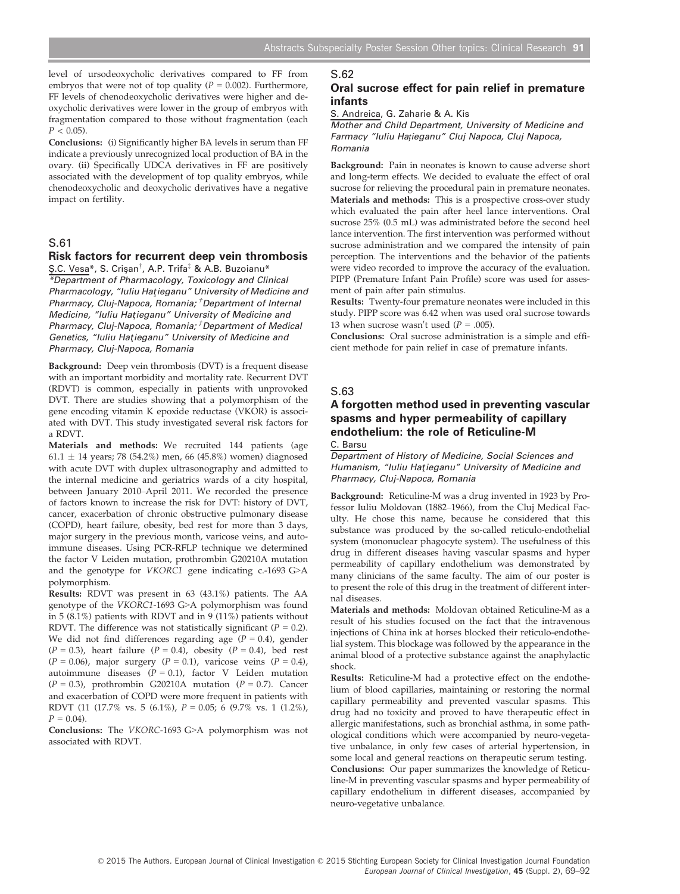level of ursodeoxycholic derivatives compared to FF from embryos that were not of top quality ($P = 0.002$). Furthermore, FF levels of chenodeoxycholic derivatives were higher and deoxycholic derivatives were lower in the group of embryos with fragmentation compared to those without fragmentation (each $P < 0.05$).

**Conclusions:** (i) Significantly higher BA levels in serum than FF indicate a previously unrecognized local production of BA in the ovary. (ii) Specifically UDCA derivatives in FF are positively associated with the development of top quality embryos, while chenodeoxycholic and deoxycholic derivatives have a negative impact on fertility.

S.61

### Risk factors for recurrent deep vein thrombosis

Ş.C. Vesa*, S. Crişan[†], A.P. Trifa[‡] & A.B. Buzoianu*

*Department of Pharmacology, Toxicology and Clinical Pharmacology, "Iuliu Haţieganu" University of Medicine and Pharmacy, Cluj-Napoca, Romania; [†]Department of Internal Medicine, "Iuliu Haţieganu" University of Medicine and Pharmacy, Cluj-Napoca, Romania; [‡]Department of Medical Genetics, "Iuliu Haţieganu" University of Medicine and Pharmacy, Cluj-Napoca, Romania

**Background:** Deep vein thrombosis (DVT) is a frequent disease with an important morbidity and mortality rate. Recurrent DVT (RDVT) is common, especially in patients with unprovoked DVT. There are studies showing that a polymorphism of the gene encoding vitamin K epoxide reductase (VKOR) is associated with DVT. This study investigated several risk factors for a RDVT.

**Materials and methods:** We recruited 144 patients (age 61.1 ± 14 years; 78 (54.2%) men, 66 (45.8%) women) diagnosed with acute DVT with duplex ultrasonography and admitted to the internal medicine and geriatrics wards of a city hospital, between January 2010–April 2011. We recorded the presence of factors known to increase the risk for DVT: history of DVT, cancer, exacerbation of chronic obstructive pulmonary disease (COPD), heart failure, obesity, bed rest for more than 3 days, major surgery in the previous month, varicose veins, and autoimmune diseases. Using PCR-RFLP technique we determined the factor V Leiden mutation, prothrombin G20210A mutation and the genotype for *VKORC1* gene indicating c.-1693 G>A polymorphism.

**Results:** RDVT was present in 63 (43.1%) patients. The AA genotype of the *VKORC1*-1693 G>A polymorphism was found in 5 (8.1%) patients with RDVT and in 9 (11%) patients without RDVT. The difference was not statistically significant ($P = 0.2$). We did not find differences regarding age ($P = 0.4$), gender ($P = 0.3$), heart failure ($P = 0.4$), obesity ($P = 0.4$), bed rest ($P = 0.06$), major surgery ($P = 0.1$), varicose veins ($P = 0.4$), autoimmune diseases ($P = 0.1$), factor V Leiden mutation ($P = 0.3$), prothrombin G20210A mutation ($P = 0.7$). Cancer and exacerbation of COPD were more frequent in patients with RDVT (11 (17.7% vs. 5 (6.1%), $P = 0.05$; 6 (9.7% vs. 1 (1.2%), $P = 0.04$).

**Conclusions:** The *VKORC*-1693 G>A polymorphism was not associated with RDVT.

S.62

### Oral sucrose effect for pain relief in premature infants

S. Andreica, G. Zaharie & A. Kis

*Mother and Child Department, University of Medicine and Farmacy "Iuliu Haţieganu" Cluj Napoca, Cluj Napoca, Romania*

**Background:** Pain in neonates is known to cause adverse short and long-term effects. We decided to evaluate the effect of oral sucrose for relieving the procedural pain in premature neonates.

**Materials and methods:** This is a prospective cross-over study which evaluated the pain after heel lance interventions. Oral sucrose 25% (0.5 mL) was administrated before the second heel lance intervention. The first intervention was performed without sucrose administration and we compared the intensity of pain perception. The interventions and the behavior of the patients were video recorded to improve the accuracy of the evaluation. PIPP (Premature Infant Pain Profile) score was used for assesment of pain after pain stimulus.

**Results:** Twenty-four premature neonates were included in this study. PIPP score was 6.42 when was used oral sucrose towards 13 when sucrose wasn't used ($P = .005$).

**Conclusions:** Oral sucrose administration is a simple and efficient methode for pain relief in case of premature infants.

S.63

### A forgotten method used in preventing vascular spasms and hyper permeability of capillary endothelium: the role of Reticuline-M

C. Barsu

*Department of History of Medicine, Social Sciences and Humanism, "Iuliu Haţieganu" University of Medicine and Pharmacy, Cluj-Napoca, Romania*

**Background:** Reticuline-M was a drug invented in 1923 by Professor Iuliu Moldovan (1882–1966), from the Cluj Medical Faculty. He chose this name, because he considered that this substance was produced by the so-called reticulo-endothelial system (mononuclear phagocyte system). The usefulness of this drug in different diseases having vascular spasms and hyper permeability of capillary endothelium was demonstrated by many clinicians of the same faculty. The aim of our poster is to present the role of this drug in the treatment of different internal diseases.

**Materials and methods:** Moldovan obtained Reticuline-M as a result of his studies focused on the fact that the intravenous injections of China ink at horses blocked their reticulo-endothelial system. This blockage was followed by the appearance in the animal blood of a protective substance against the anaphylactic shock.

**Results:** Reticuline-M had a protective effect on the endothelium of blood capillaries, maintaining or restoring the normal capillary permeability and prevented vascular spasms. This drug had no toxicity and proved to have therapeutic effect in allergic manifestations, such as bronchial asthma, in some pathological conditions which were accompanied by neuro-vegetative unbalance, in only few cases of arterial hypertension, in some local and general reactions on therapeutic serum testing.

**Conclusions:** Our paper summarizes the knowledge of Reticuline-M in preventing vascular spasms and hyper permeability of capillary endothelium in different diseases, accompanied by neuro-vegetative unbalance.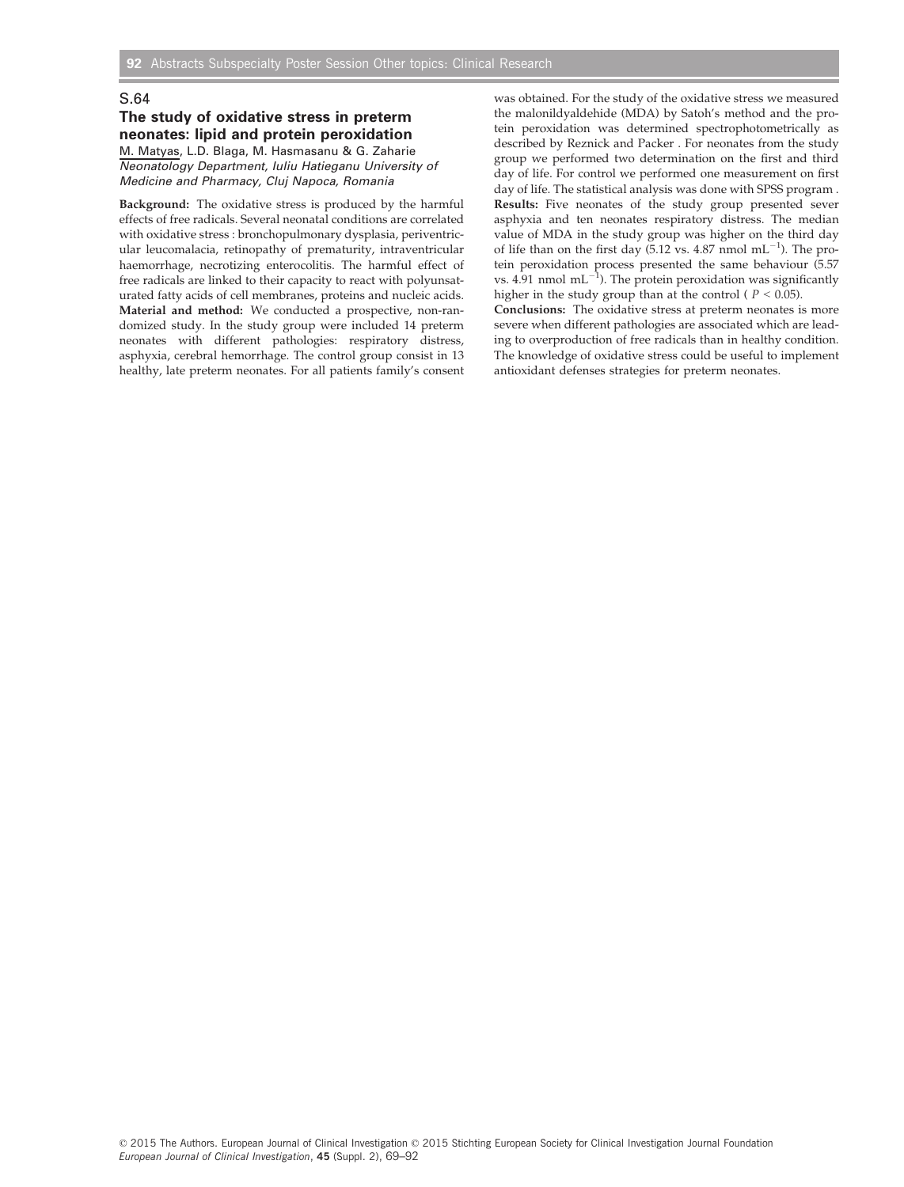S.64

### The study of oxidative stress in preterm neonates: lipid and protein peroxidation

M. Matyas, L.D. Blaga, M. Hasmasanu & G. Zaharie

*Neonatology Department, Iuliu Hatieganu University of Medicine and Pharmacy, Cluj Napoca, Romania*

**Background:** The oxidative stress is produced by the harmful effects of free radicals. Several neonatal conditions are correlated with oxidative stress : bronchopulmonary dysplasia, periventricular leucomalacia, retinopathy of prematurity, intraventricular haemorrhage, necrotizing enterocolitis. The harmful effect of free radicals are linked to their capacity to react with polyunsaturated fatty acids of cell membranes, proteins and nucleic acids.

**Material and method:** We conducted a prospective, non-randomized study. In the study group were included 14 preterm neonates with different pathologies: respiratory distress, asphyxia, cerebral hemorrhage. The control group consist in 13 healthy, late preterm neonates. For all patients family's consent was obtained. For the study of the oxidative stress we measured the malonildyaldehide (MDA) by Satoh's method and the protein peroxidation was determined spectrophotometrically as described by Reznick and Packer . For neonates from the study group we performed two determination on the first and third day of life. For control we performed one measurement on first day of life. The statistical analysis was done with SPSS program .

**Results:** Five neonates of the study group presented sever asphyxia and ten neonates respiratory distress. The median value of MDA in the study group was higher on the third day of life than on the first day (5.12 vs. 4.87 nmol $mL^{-1}$). The protein peroxidation process presented the same behaviour (5.57 vs. 4.91 nmol $mL^{-1}$). The protein peroxidation was significantly higher in the study group than at the control ( $P < 0.05$).

**Conclusions:** The oxidative stress at preterm neonates is more severe when different pathologies are associated which are leading to overproduction of free radicals than in healthy condition. The knowledge of oxidative stress could be useful to implement antioxidant defenses strategies for preterm neonates.